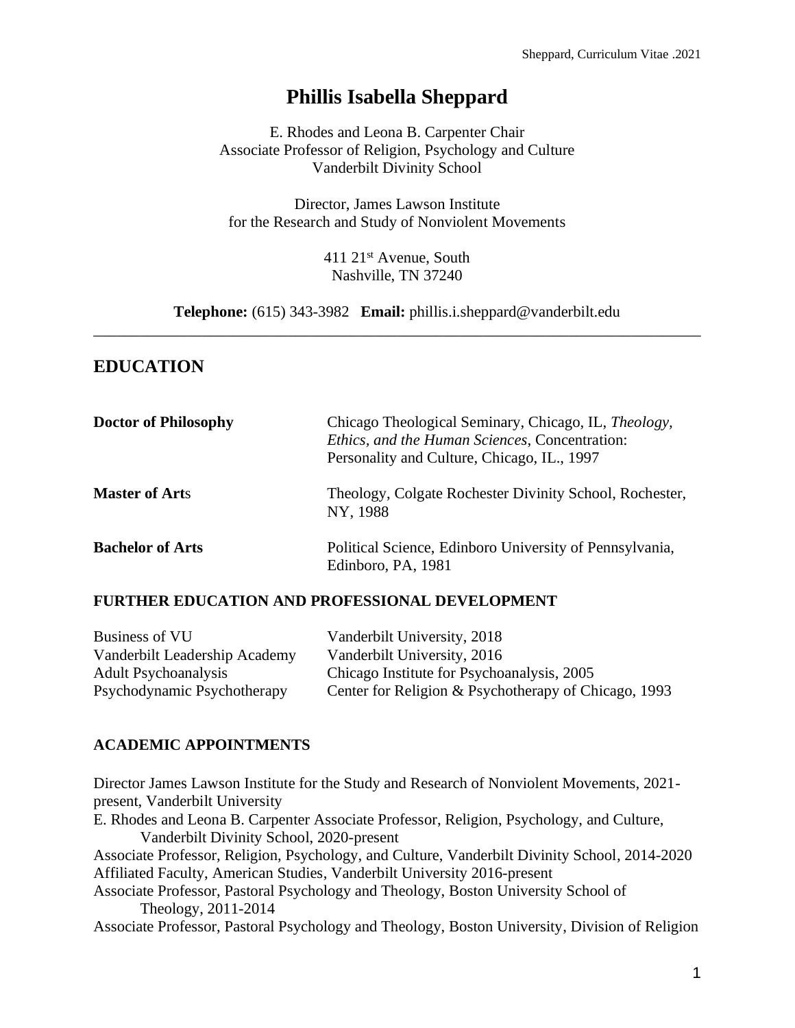# Phillis Isabella Sheppard

E. Rhodes and Leona B. Carpenter Chair
Associate Professor of Religion, Psychology and Culture
Vanderbilt Divinity School

Director, James Lawson Institute
for the Research and Study of Nonviolent Movements

411 21st Avenue, South
Nashville, TN 37240

**Telephone:** (615) 343-3982 **Email:** phillis.i.sheppard@vanderbilt.edu

---

## EDUCATION

| | |
|---|---|
| **Doctor of Philosophy** | Chicago Theological Seminary, Chicago, IL, *Theology, Ethics, and the Human Sciences*, Concentration: Personality and Culture, Chicago, IL., 1997 |
| **Master of Arts** | Theology, Colgate Rochester Divinity School, Rochester, NY, 1988 |
| **Bachelor of Arts** | Political Science, Edinboro University of Pennsylvania, Edinboro, PA, 1981 |

### FURTHER EDUCATION AND PROFESSIONAL DEVELOPMENT

| | |
|---|---|
| Business of VU | Vanderbilt University, 2018 |
| Vanderbilt Leadership Academy | Vanderbilt University, 2016 |
| Adult Psychoanalysis | Chicago Institute for Psychoanalysis, 2005 |
| Psychodynamic Psychotherapy | Center for Religion & Psychotherapy of Chicago, 1993 |

### ACADEMIC APPOINTMENTS

Director James Lawson Institute for the Study and Research of Nonviolent Movements, 2021-present, Vanderbilt University

E. Rhodes and Leona B. Carpenter Associate Professor, Religion, Psychology, and Culture, Vanderbilt Divinity School, 2020-present

Associate Professor, Religion, Psychology, and Culture, Vanderbilt Divinity School, 2014-2020

Affiliated Faculty, American Studies, Vanderbilt University 2016-present

Associate Professor, Pastoral Psychology and Theology, Boston University School of Theology, 2011-2014

Associate Professor, Pastoral Psychology and Theology, Boston University, Division of Religion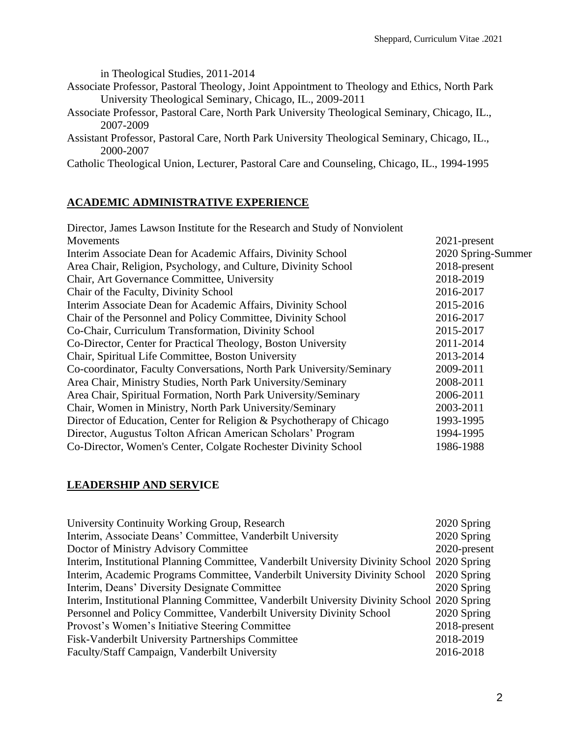in Theological Studies, 2011-2014

Associate Professor, Pastoral Theology, Joint Appointment to Theology and Ethics, North Park University Theological Seminary, Chicago, IL., 2009-2011

Associate Professor, Pastoral Care, North Park University Theological Seminary, Chicago, IL., 2007-2009

Assistant Professor, Pastoral Care, North Park University Theological Seminary, Chicago, IL., 2000-2007

Catholic Theological Union, Lecturer, Pastoral Care and Counseling, Chicago, IL., 1994-1995

## ACADEMIC ADMINISTRATIVE EXPERIENCE

| | |
|---|---|
| Director, James Lawson Institute for the Research and Study of Nonviolent Movements | 2021-present |
| Interim Associate Dean for Academic Affairs, Divinity School | 2020 Spring-Summer |
| Area Chair, Religion, Psychology, and Culture, Divinity School | 2018-present |
| Chair, Art Governance Committee, University | 2018-2019 |
| Chair of the Faculty, Divinity School | 2016-2017 |
| Interim Associate Dean for Academic Affairs, Divinity School | 2015-2016 |
| Chair of the Personnel and Policy Committee, Divinity School | 2016-2017 |
| Co-Chair, Curriculum Transformation, Divinity School | 2015-2017 |
| Co-Director, Center for Practical Theology, Boston University | 2011-2014 |
| Chair, Spiritual Life Committee, Boston University | 2013-2014 |
| Co-coordinator, Faculty Conversations, North Park University/Seminary | 2009-2011 |
| Area Chair, Ministry Studies, North Park University/Seminary | 2008-2011 |
| Area Chair, Spiritual Formation, North Park University/Seminary | 2006-2011 |
| Chair, Women in Ministry, North Park University/Seminary | 2003-2011 |
| Director of Education, Center for Religion & Psychotherapy of Chicago | 1993-1995 |
| Director, Augustus Tolton African American Scholars' Program | 1994-1995 |
| Co-Director, Women's Center, Colgate Rochester Divinity School | 1986-1988 |

## LEADERSHIP AND SERVICE

| | |
|---|---|
| University Continuity Working Group, Research | 2020 Spring |
| Interim, Associate Deans' Committee, Vanderbilt University | 2020 Spring |
| Doctor of Ministry Advisory Committee | 2020-present |
| Interim, Institutional Planning Committee, Vanderbilt University Divinity School | 2020 Spring |
| Interim, Academic Programs Committee, Vanderbilt University Divinity School | 2020 Spring |
| Interim, Deans' Diversity Designate Committee | 2020 Spring |
| Interim, Institutional Planning Committee, Vanderbilt University Divinity School | 2020 Spring |
| Personnel and Policy Committee, Vanderbilt University Divinity School | 2020 Spring |
| Provost's Women's Initiative Steering Committee | 2018-present |
| Fisk-Vanderbilt University Partnerships Committee | 2018-2019 |
| Faculty/Staff Campaign, Vanderbilt University | 2016-2018 |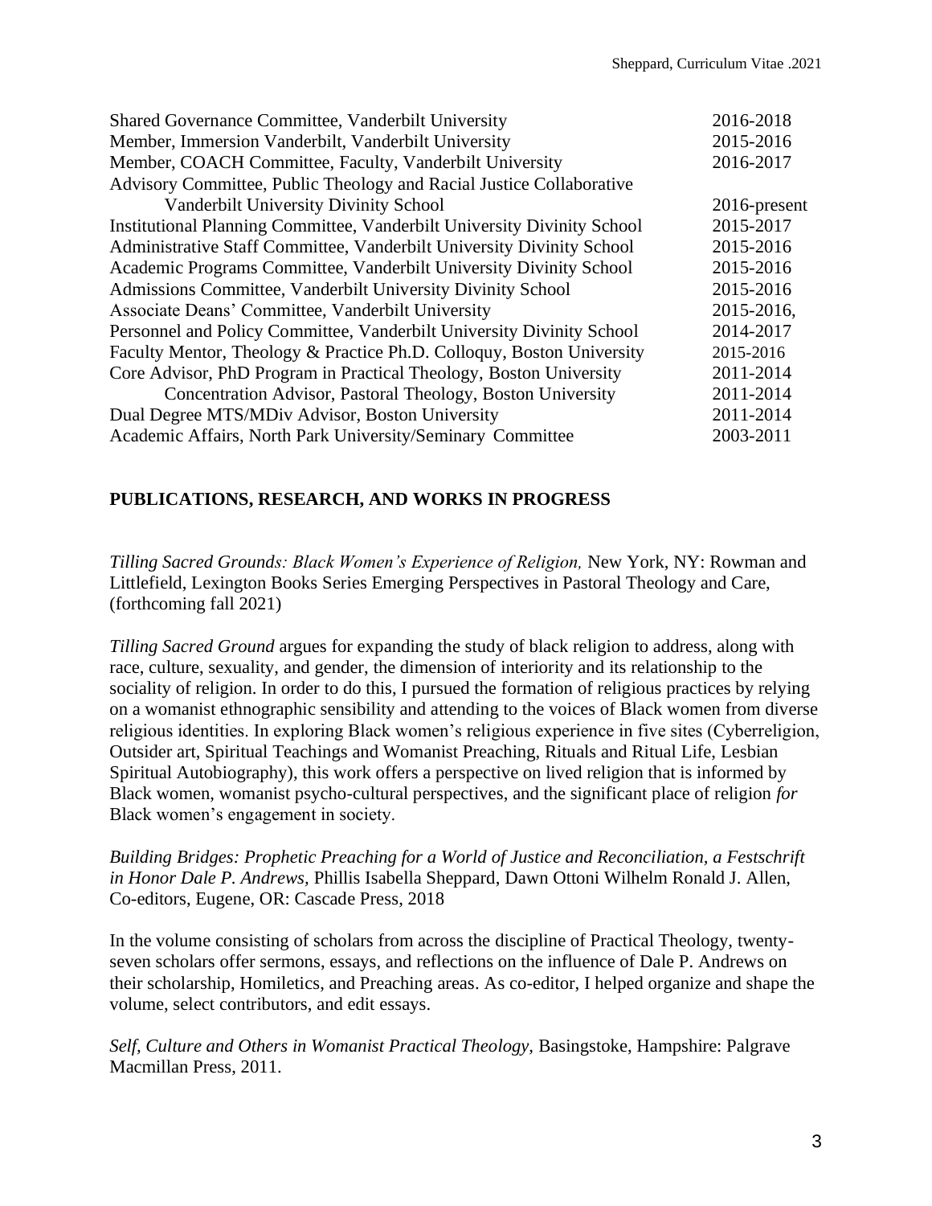| | |
|---|---|
| Shared Governance Committee, Vanderbilt University | 2016-2018 |
| Member, Immersion Vanderbilt, Vanderbilt University | 2015-2016 |
| Member, COACH Committee, Faculty, Vanderbilt University | 2016-2017 |
| Advisory Committee, Public Theology and Racial Justice Collaborative Vanderbilt University Divinity School | 2016-present |
| Institutional Planning Committee, Vanderbilt University Divinity School | 2015-2017 |
| Administrative Staff Committee, Vanderbilt University Divinity School | 2015-2016 |
| Academic Programs Committee, Vanderbilt University Divinity School | 2015-2016 |
| Admissions Committee, Vanderbilt University Divinity School | 2015-2016 |
| Associate Deans' Committee, Vanderbilt University | 2015-2016, |
| Personnel and Policy Committee, Vanderbilt University Divinity School | 2014-2017 |
| Faculty Mentor, Theology & Practice Ph.D. Colloquy, Boston University | 2015-2016 |
| Core Advisor, PhD Program in Practical Theology, Boston University | 2011-2014 |
| Concentration Advisor, Pastoral Theology, Boston University | 2011-2014 |
| Dual Degree MTS/MDiv Advisor, Boston University | 2011-2014 |
| Academic Affairs, North Park University/Seminary Committee | 2003-2011 |

## PUBLICATIONS, RESEARCH, AND WORKS IN PROGRESS

*Tilling Sacred Grounds: Black Women's Experience of Religion,* New York, NY: Rowman and Littlefield, Lexington Books Series Emerging Perspectives in Pastoral Theology and Care, (forthcoming fall 2021)

*Tilling Sacred Ground* argues for expanding the study of black religion to address, along with race, culture, sexuality, and gender, the dimension of interiority and its relationship to the sociality of religion. In order to do this, I pursued the formation of religious practices by relying on a womanist ethnographic sensibility and attending to the voices of Black women from diverse religious identities. In exploring Black women's religious experience in five sites (Cyberreligion, Outsider art, Spiritual Teachings and Womanist Preaching, Rituals and Ritual Life, Lesbian Spiritual Autobiography), this work offers a perspective on lived religion that is informed by Black women, womanist psycho-cultural perspectives, and the significant place of religion *for* Black women's engagement in society.

*Building Bridges: Prophetic Preaching for a World of Justice and Reconciliation, a Festschrift in Honor Dale P. Andrews,* Phillis Isabella Sheppard, Dawn Ottoni Wilhelm Ronald J. Allen, Co-editors, Eugene, OR: Cascade Press, 2018

In the volume consisting of scholars from across the discipline of Practical Theology, twenty-seven scholars offer sermons, essays, and reflections on the influence of Dale P. Andrews on their scholarship, Homiletics, and Preaching areas. As co-editor, I helped organize and shape the volume, select contributors, and edit essays.

*Self, Culture and Others in Womanist Practical Theology,* Basingstoke, Hampshire: Palgrave Macmillan Press, 2011.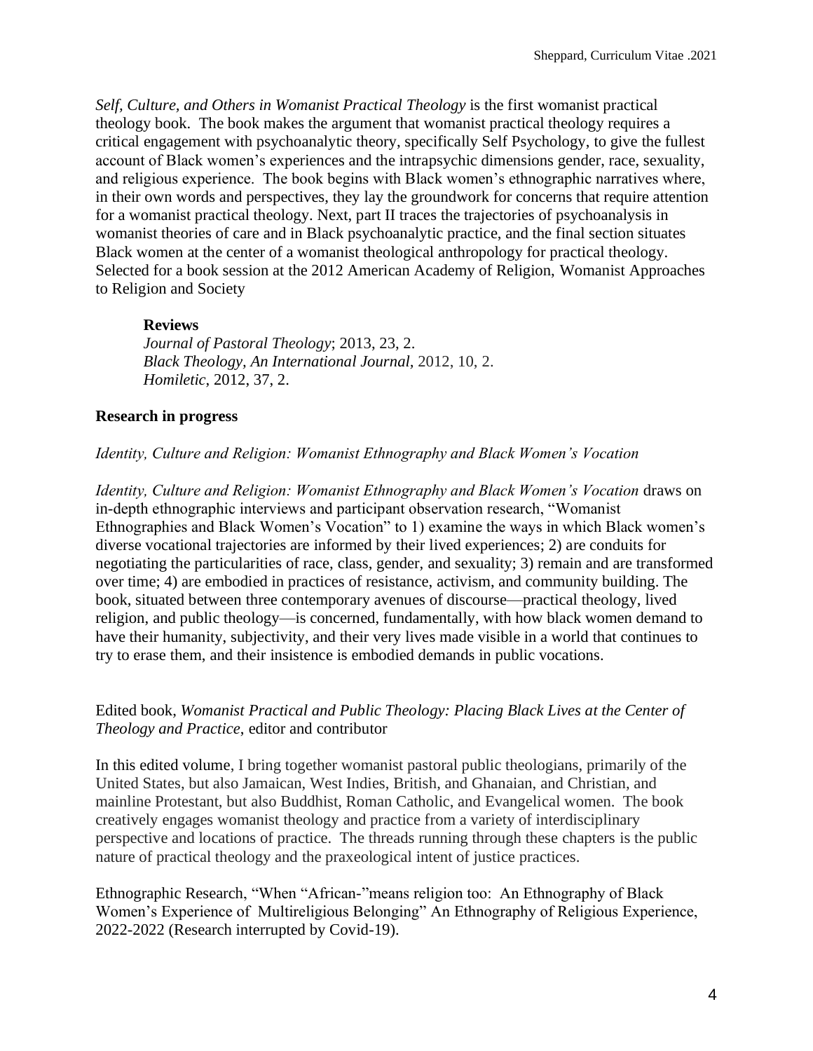*Self, Culture, and Others in Womanist Practical Theology* is the first womanist practical theology book. The book makes the argument that womanist practical theology requires a critical engagement with psychoanalytic theory, specifically Self Psychology, to give the fullest account of Black women's experiences and the intrapsychic dimensions gender, race, sexuality, and religious experience. The book begins with Black women's ethnographic narratives where, in their own words and perspectives, they lay the groundwork for concerns that require attention for a womanist practical theology. Next, part II traces the trajectories of psychoanalysis in womanist theories of care and in Black psychoanalytic practice, and the final section situates Black women at the center of a womanist theological anthropology for practical theology. Selected for a book session at the 2012 American Academy of Religion, Womanist Approaches to Religion and Society

**Reviews**

*Journal of Pastoral Theology*; 2013, 23, 2.
*Black Theology, An International Journal*, 2012, 10, 2.
*Homiletic*, 2012, 37, 2.

**Research in progress**

*Identity, Culture and Religion: Womanist Ethnography and Black Women's Vocation*

*Identity, Culture and Religion: Womanist Ethnography and Black Women's Vocation* draws on in-depth ethnographic interviews and participant observation research, "Womanist Ethnographies and Black Women's Vocation" to 1) examine the ways in which Black women's diverse vocational trajectories are informed by their lived experiences; 2) are conduits for negotiating the particularities of race, class, gender, and sexuality; 3) remain and are transformed over time; 4) are embodied in practices of resistance, activism, and community building. The book, situated between three contemporary avenues of discourse—practical theology, lived religion, and public theology—is concerned, fundamentally, with how black women demand to have their humanity, subjectivity, and their very lives made visible in a world that continues to try to erase them, and their insistence is embodied demands in public vocations.

Edited book, *Womanist Practical and Public Theology: Placing Black Lives at the Center of Theology and Practice*, editor and contributor

In this edited volume, I bring together womanist pastoral public theologians, primarily of the United States, but also Jamaican, West Indies, British, and Ghanaian, and Christian, and mainline Protestant, but also Buddhist, Roman Catholic, and Evangelical women. The book creatively engages womanist theology and practice from a variety of interdisciplinary perspective and locations of practice. The threads running through these chapters is the public nature of practical theology and the praxeological intent of justice practices.

Ethnographic Research, "When "African-"means religion too: An Ethnography of Black Women's Experience of Multireligious Belonging" An Ethnography of Religious Experience, 2022-2022 (Research interrupted by Covid-19).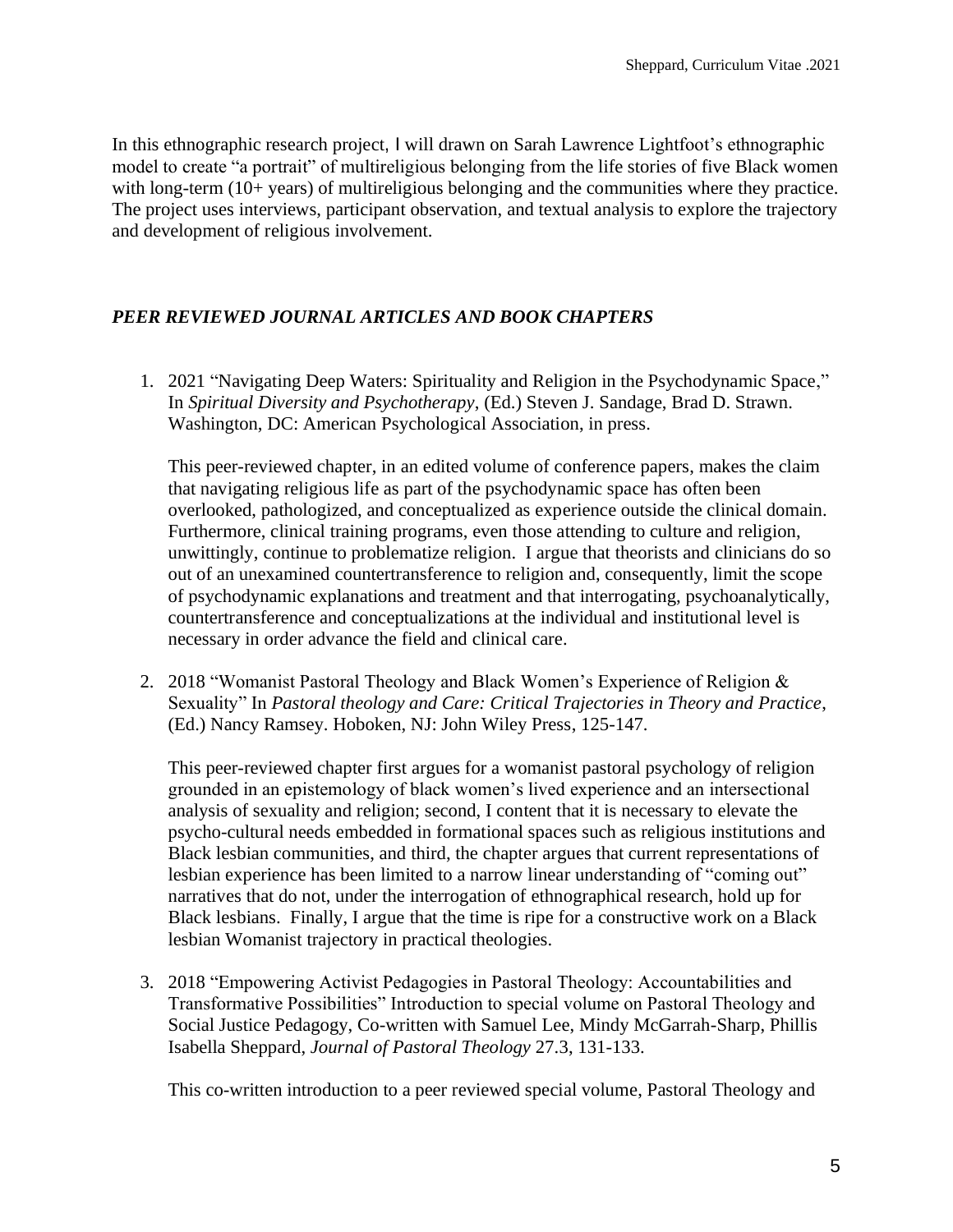In this ethnographic research project, I will drawn on Sarah Lawrence Lightfoot's ethnographic model to create "a portrait" of multireligious belonging from the life stories of five Black women with long-term (10+ years) of multireligious belonging and the communities where they practice. The project uses interviews, participant observation, and textual analysis to explore the trajectory and development of religious involvement.

### *PEER REVIEWED JOURNAL ARTICLES AND BOOK CHAPTERS*

1. 2021 "Navigating Deep Waters: Spirituality and Religion in the Psychodynamic Space," In *Spiritual Diversity and Psychotherapy*, (Ed.) Steven J. Sandage, Brad D. Strawn. Washington, DC: American Psychological Association, in press.

   This peer-reviewed chapter, in an edited volume of conference papers, makes the claim that navigating religious life as part of the psychodynamic space has often been overlooked, pathologized, and conceptualized as experience outside the clinical domain. Furthermore, clinical training programs, even those attending to culture and religion, unwittingly, continue to problematize religion. I argue that theorists and clinicians do so out of an unexamined countertransference to religion and, consequently, limit the scope of psychodynamic explanations and treatment and that interrogating, psychoanalytically, countertransference and conceptualizations at the individual and institutional level is necessary in order advance the field and clinical care.

2. 2018 "Womanist Pastoral Theology and Black Women's Experience of Religion & Sexuality" In *Pastoral theology and Care: Critical Trajectories in Theory and Practice*, (Ed.) Nancy Ramsey. Hoboken, NJ: John Wiley Press, 125-147.

   This peer-reviewed chapter first argues for a womanist pastoral psychology of religion grounded in an epistemology of black women's lived experience and an intersectional analysis of sexuality and religion; second, I content that it is necessary to elevate the psycho-cultural needs embedded in formational spaces such as religious institutions and Black lesbian communities, and third, the chapter argues that current representations of lesbian experience has been limited to a narrow linear understanding of "coming out" narratives that do not, under the interrogation of ethnographical research, hold up for Black lesbians. Finally, I argue that the time is ripe for a constructive work on a Black lesbian Womanist trajectory in practical theologies.

3. 2018 "Empowering Activist Pedagogies in Pastoral Theology: Accountabilities and Transformative Possibilities" Introduction to special volume on Pastoral Theology and Social Justice Pedagogy, Co-written with Samuel Lee, Mindy McGarrah-Sharp, Phillis Isabella Sheppard, *Journal of Pastoral Theology* 27.3, 131-133.

   This co-written introduction to a peer reviewed special volume, Pastoral Theology and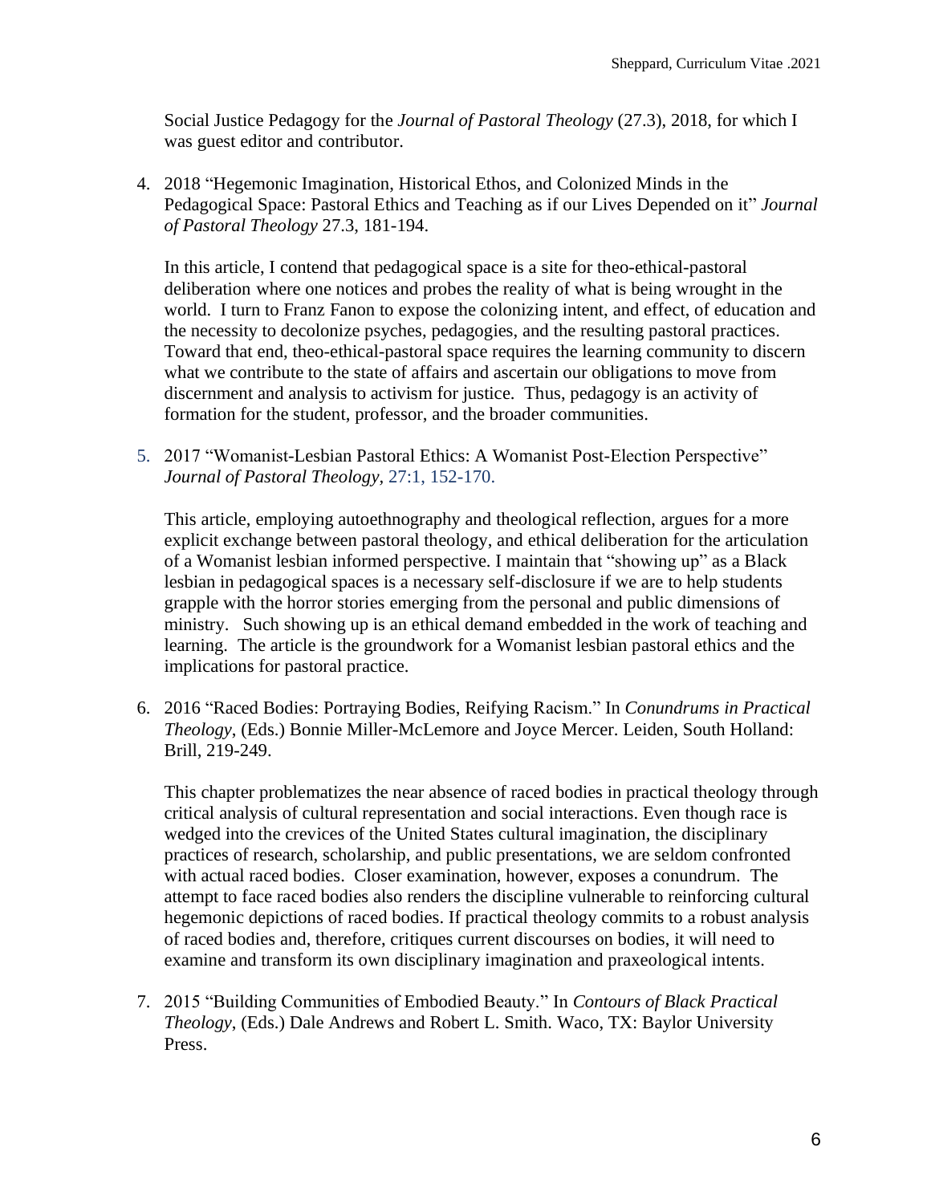Social Justice Pedagogy for the *Journal of Pastoral Theology* (27.3), 2018, for which I was guest editor and contributor.

4. 2018 "Hegemonic Imagination, Historical Ethos, and Colonized Minds in the Pedagogical Space: Pastoral Ethics and Teaching as if our Lives Depended on it" *Journal of Pastoral Theology* 27.3, 181-194.

   In this article, I contend that pedagogical space is a site for theo-ethical-pastoral deliberation where one notices and probes the reality of what is being wrought in the world. I turn to Franz Fanon to expose the colonizing intent, and effect, of education and the necessity to decolonize psyches, pedagogies, and the resulting pastoral practices. Toward that end, theo-ethical-pastoral space requires the learning community to discern what we contribute to the state of affairs and ascertain our obligations to move from discernment and analysis to activism for justice. Thus, pedagogy is an activity of formation for the student, professor, and the broader communities.

5. 2017 "Womanist-Lesbian Pastoral Ethics: A Womanist Post-Election Perspective" *Journal of Pastoral Theology,* 27:1, 152-170.

   This article, employing autoethnography and theological reflection, argues for a more explicit exchange between pastoral theology, and ethical deliberation for the articulation of a Womanist lesbian informed perspective. I maintain that "showing up" as a Black lesbian in pedagogical spaces is a necessary self-disclosure if we are to help students grapple with the horror stories emerging from the personal and public dimensions of ministry. Such showing up is an ethical demand embedded in the work of teaching and learning. The article is the groundwork for a Womanist lesbian pastoral ethics and the implications for pastoral practice.

6. 2016 "Raced Bodies: Portraying Bodies, Reifying Racism." In *Conundrums in Practical Theology*, (Eds.) Bonnie Miller-McLemore and Joyce Mercer. Leiden, South Holland: Brill, 219-249.

   This chapter problematizes the near absence of raced bodies in practical theology through critical analysis of cultural representation and social interactions. Even though race is wedged into the crevices of the United States cultural imagination, the disciplinary practices of research, scholarship, and public presentations, we are seldom confronted with actual raced bodies. Closer examination, however, exposes a conundrum. The attempt to face raced bodies also renders the discipline vulnerable to reinforcing cultural hegemonic depictions of raced bodies. If practical theology commits to a robust analysis of raced bodies and, therefore, critiques current discourses on bodies, it will need to examine and transform its own disciplinary imagination and praxeological intents.

7. 2015 "Building Communities of Embodied Beauty." In *Contours of Black Practical Theology*, (Eds.) Dale Andrews and Robert L. Smith. Waco, TX: Baylor University Press.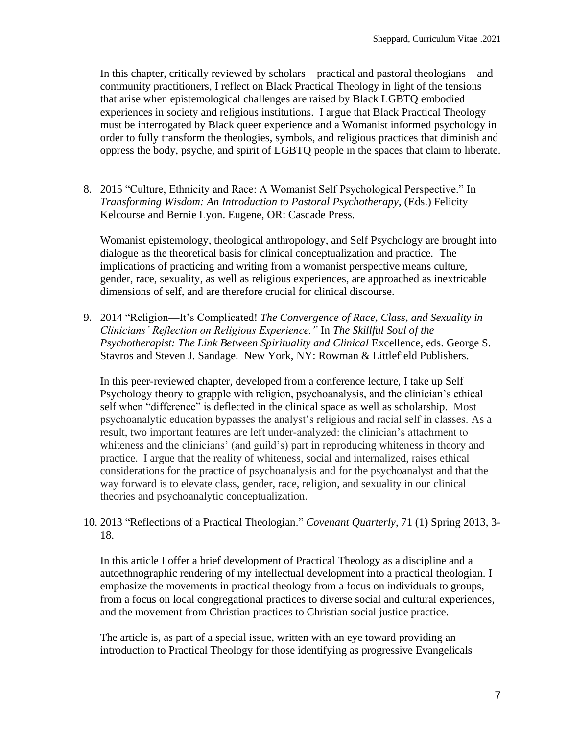In this chapter, critically reviewed by scholars—practical and pastoral theologians—and community practitioners, I reflect on Black Practical Theology in light of the tensions that arise when epistemological challenges are raised by Black LGBTQ embodied experiences in society and religious institutions. I argue that Black Practical Theology must be interrogated by Black queer experience and a Womanist informed psychology in order to fully transform the theologies, symbols, and religious practices that diminish and oppress the body, psyche, and spirit of LGBTQ people in the spaces that claim to liberate.

8. 2015 "Culture, Ethnicity and Race: A Womanist Self Psychological Perspective." In *Transforming Wisdom: An Introduction to Pastoral Psychotherapy*, (Eds.) Felicity Kelcourse and Bernie Lyon. Eugene, OR: Cascade Press.

   Womanist epistemology, theological anthropology, and Self Psychology are brought into dialogue as the theoretical basis for clinical conceptualization and practice. The implications of practicing and writing from a womanist perspective means culture, gender, race, sexuality, as well as religious experiences, are approached as inextricable dimensions of self, and are therefore crucial for clinical discourse.

9. 2014 "Religion—It's Complicated! *The Convergence of Race, Class, and Sexuality in Clinicians' Reflection on Religious Experience."* In *The Skillful Soul of the Psychotherapist: The Link Between Spirituality and Clinical* Excellence, eds. George S. Stavros and Steven J. Sandage. New York, NY: Rowman & Littlefield Publishers.

   In this peer-reviewed chapter, developed from a conference lecture, I take up Self Psychology theory to grapple with religion, psychoanalysis, and the clinician's ethical self when "difference" is deflected in the clinical space as well as scholarship. Most psychoanalytic education bypasses the analyst's religious and racial self in classes. As a result, two important features are left under-analyzed: the clinician's attachment to whiteness and the clinicians' (and guild's) part in reproducing whiteness in theory and practice. I argue that the reality of whiteness, social and internalized, raises ethical considerations for the practice of psychoanalysis and for the psychoanalyst and that the way forward is to elevate class, gender, race, religion, and sexuality in our clinical theories and psychoanalytic conceptualization.

10. 2013 "Reflections of a Practical Theologian." *Covenant Quarterly*, 71 (1) Spring 2013, 3-18.

    In this article I offer a brief development of Practical Theology as a discipline and a autoethnographic rendering of my intellectual development into a practical theologian. I emphasize the movements in practical theology from a focus on individuals to groups, from a focus on local congregational practices to diverse social and cultural experiences, and the movement from Christian practices to Christian social justice practice.

    The article is, as part of a special issue, written with an eye toward providing an introduction to Practical Theology for those identifying as progressive Evangelicals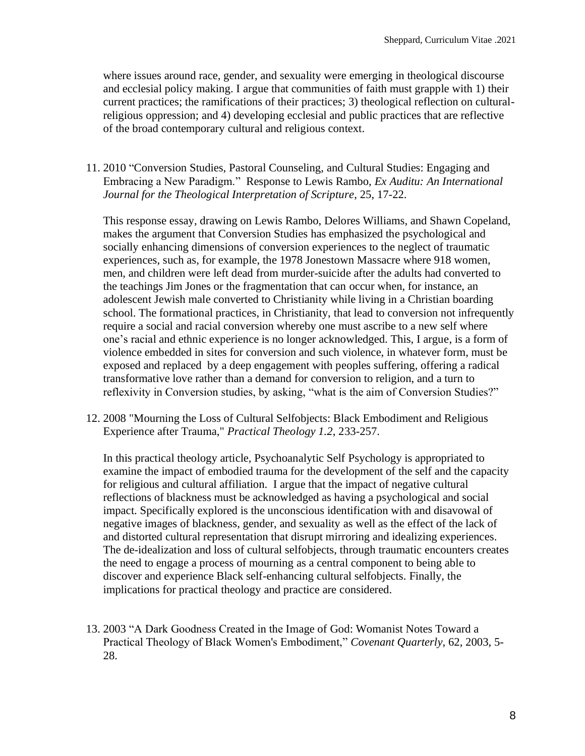where issues around race, gender, and sexuality were emerging in theological discourse and ecclesial policy making. I argue that communities of faith must grapple with 1) their current practices; the ramifications of their practices; 3) theological reflection on cultural-religious oppression; and 4) developing ecclesial and public practices that are reflective of the broad contemporary cultural and religious context.

11. 2010 "Conversion Studies, Pastoral Counseling, and Cultural Studies: Engaging and Embracing a New Paradigm." Response to Lewis Rambo, *Ex Auditu: An International Journal for the Theological Interpretation of Scripture*, 25, 17-22.

    This response essay, drawing on Lewis Rambo, Delores Williams, and Shawn Copeland, makes the argument that Conversion Studies has emphasized the psychological and socially enhancing dimensions of conversion experiences to the neglect of traumatic experiences, such as, for example, the 1978 Jonestown Massacre where 918 women, men, and children were left dead from murder-suicide after the adults had converted to the teachings Jim Jones or the fragmentation that can occur when, for instance, an adolescent Jewish male converted to Christianity while living in a Christian boarding school. The formational practices, in Christianity, that lead to conversion not infrequently require a social and racial conversion whereby one must ascribe to a new self where one's racial and ethnic experience is no longer acknowledged. This, I argue, is a form of violence embedded in sites for conversion and such violence, in whatever form, must be exposed and replaced by a deep engagement with peoples suffering, offering a radical transformative love rather than a demand for conversion to religion, and a turn to reflexivity in Conversion studies, by asking, "what is the aim of Conversion Studies?"

12. 2008 "Mourning the Loss of Cultural Selfobjects: Black Embodiment and Religious Experience after Trauma," *Practical Theology 1.2*, 233-257.

    In this practical theology article, Psychoanalytic Self Psychology is appropriated to examine the impact of embodied trauma for the development of the self and the capacity for religious and cultural affiliation. I argue that the impact of negative cultural reflections of blackness must be acknowledged as having a psychological and social impact. Specifically explored is the unconscious identification with and disavowal of negative images of blackness, gender, and sexuality as well as the effect of the lack of and distorted cultural representation that disrupt mirroring and idealizing experiences. The de-idealization and loss of cultural selfobjects, through traumatic encounters creates the need to engage a process of mourning as a central component to being able to discover and experience Black self-enhancing cultural selfobjects. Finally, the implications for practical theology and practice are considered.

13. 2003 "A Dark Goodness Created in the Image of God: Womanist Notes Toward a Practical Theology of Black Women's Embodiment," *Covenant Quarterly*, 62, 2003, 5-28.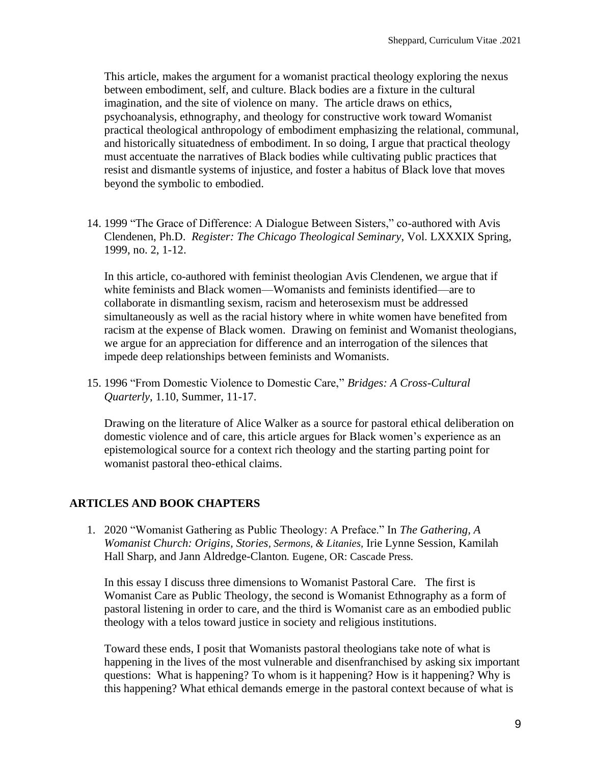This article, makes the argument for a womanist practical theology exploring the nexus between embodiment, self, and culture. Black bodies are a fixture in the cultural imagination, and the site of violence on many. The article draws on ethics, psychoanalysis, ethnography, and theology for constructive work toward Womanist practical theological anthropology of embodiment emphasizing the relational, communal, and historically situatedness of embodiment. In so doing, I argue that practical theology must accentuate the narratives of Black bodies while cultivating public practices that resist and dismantle systems of injustice, and foster a habitus of Black love that moves beyond the symbolic to embodied.

14. 1999 "The Grace of Difference: A Dialogue Between Sisters," co-authored with Avis Clendenen, Ph.D. *Register: The Chicago Theological Seminary*, Vol. LXXXIX Spring, 1999, no. 2, 1-12.

    In this article, co-authored with feminist theologian Avis Clendenen, we argue that if white feminists and Black women—Womanists and feminists identified—are to collaborate in dismantling sexism, racism and heterosexism must be addressed simultaneously as well as the racial history where in white women have benefited from racism at the expense of Black women. Drawing on feminist and Womanist theologians, we argue for an appreciation for difference and an interrogation of the silences that impede deep relationships between feminists and Womanists.

15. 1996 "From Domestic Violence to Domestic Care," *Bridges: A Cross-Cultural Quarterly*, 1.10, Summer, 11-17.

    Drawing on the literature of Alice Walker as a source for pastoral ethical deliberation on domestic violence and of care, this article argues for Black women's experience as an epistemological source for a context rich theology and the starting parting point for womanist pastoral theo-ethical claims.

## ARTICLES AND BOOK CHAPTERS

1. 2020 "Womanist Gathering as Public Theology: A Preface." In *The Gathering, A Womanist Church: Origins, Stories, Sermons, & Litanies,* Irie Lynne Session, Kamilah Hall Sharp, and Jann Aldredge-Clanton. Eugene, OR: Cascade Press.

    In this essay I discuss three dimensions to Womanist Pastoral Care. The first is Womanist Care as Public Theology, the second is Womanist Ethnography as a form of pastoral listening in order to care, and the third is Womanist care as an embodied public theology with a telos toward justice in society and religious institutions.

    Toward these ends, I posit that Womanists pastoral theologians take note of what is happening in the lives of the most vulnerable and disenfranchised by asking six important questions: What is happening? To whom is it happening? How is it happening? Why is this happening? What ethical demands emerge in the pastoral context because of what is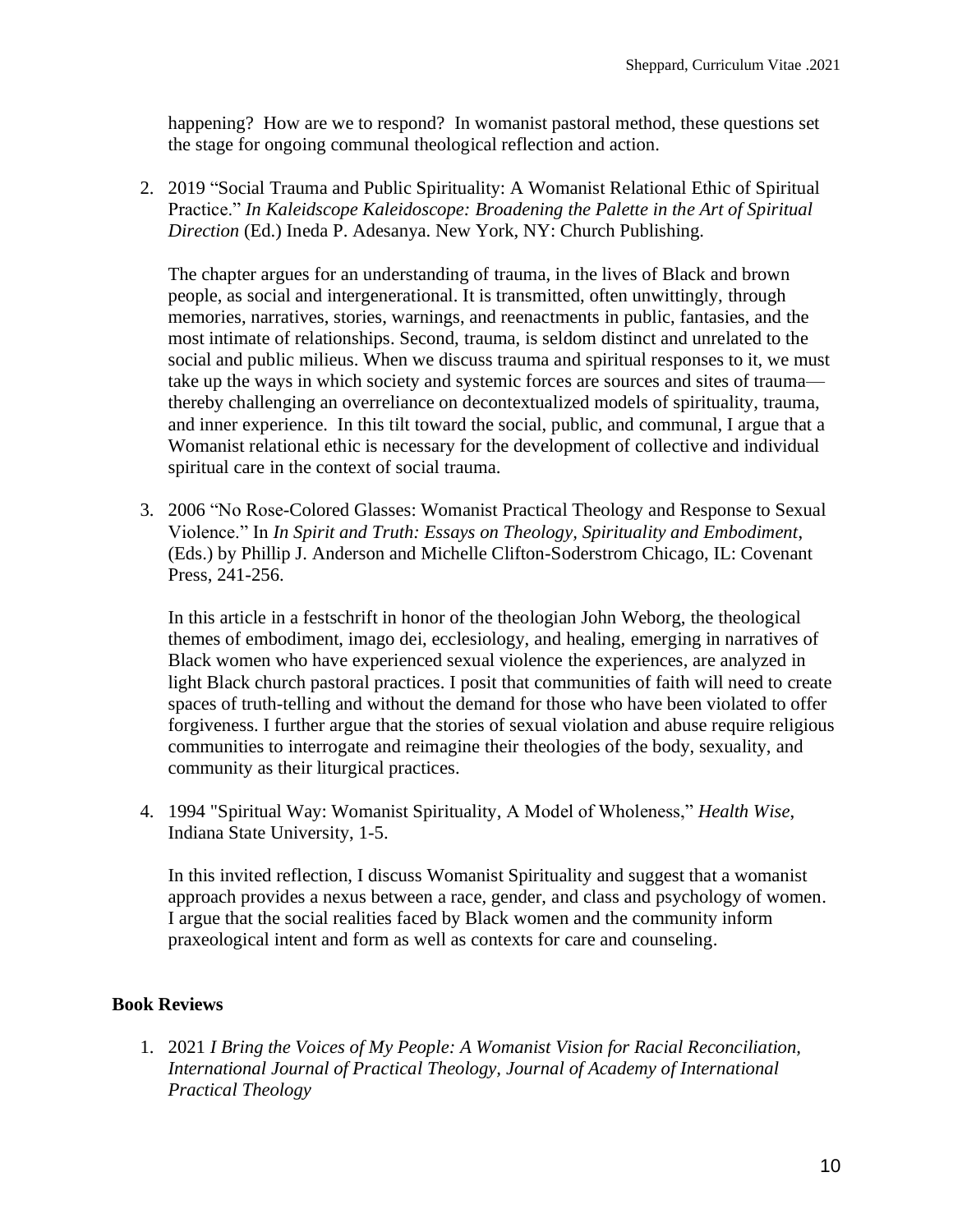happening? How are we to respond? In womanist pastoral method, these questions set the stage for ongoing communal theological reflection and action.

2. 2019 "Social Trauma and Public Spirituality: A Womanist Relational Ethic of Spiritual Practice." *In Kaleidscope Kaleidoscope: Broadening the Palette in the Art of Spiritual Direction* (Ed.) Ineda P. Adesanya. New York, NY: Church Publishing.

   The chapter argues for an understanding of trauma, in the lives of Black and brown people, as social and intergenerational. It is transmitted, often unwittingly, through memories, narratives, stories, warnings, and reenactments in public, fantasies, and the most intimate of relationships. Second, trauma, is seldom distinct and unrelated to the social and public milieus. When we discuss trauma and spiritual responses to it, we must take up the ways in which society and systemic forces are sources and sites of trauma—thereby challenging an overreliance on decontextualized models of spirituality, trauma, and inner experience. In this tilt toward the social, public, and communal, I argue that a Womanist relational ethic is necessary for the development of collective and individual spiritual care in the context of social trauma.

3. 2006 "No Rose-Colored Glasses: Womanist Practical Theology and Response to Sexual Violence." In *In Spirit and Truth: Essays on Theology, Spirituality and Embodiment*, (Eds.) by Phillip J. Anderson and Michelle Clifton-Soderstrom Chicago, IL: Covenant Press, 241-256.

   In this article in a festschrift in honor of the theologian John Weborg, the theological themes of embodiment, imago dei, ecclesiology, and healing, emerging in narratives of Black women who have experienced sexual violence the experiences, are analyzed in light Black church pastoral practices. I posit that communities of faith will need to create spaces of truth-telling and without the demand for those who have been violated to offer forgiveness. I further argue that the stories of sexual violation and abuse require religious communities to interrogate and reimagine their theologies of the body, sexuality, and community as their liturgical practices.

4. 1994 "Spiritual Way: Womanist Spirituality, A Model of Wholeness," *Health Wise*, Indiana State University, 1-5.

   In this invited reflection, I discuss Womanist Spirituality and suggest that a womanist approach provides a nexus between a race, gender, and class and psychology of women. I argue that the social realities faced by Black women and the community inform praxeological intent and form as well as contexts for care and counseling.

### Book Reviews

1. 2021 *I Bring the Voices of My People: A Womanist Vision for Racial Reconciliation, International Journal of Practical Theology, Journal of Academy of International Practical Theology*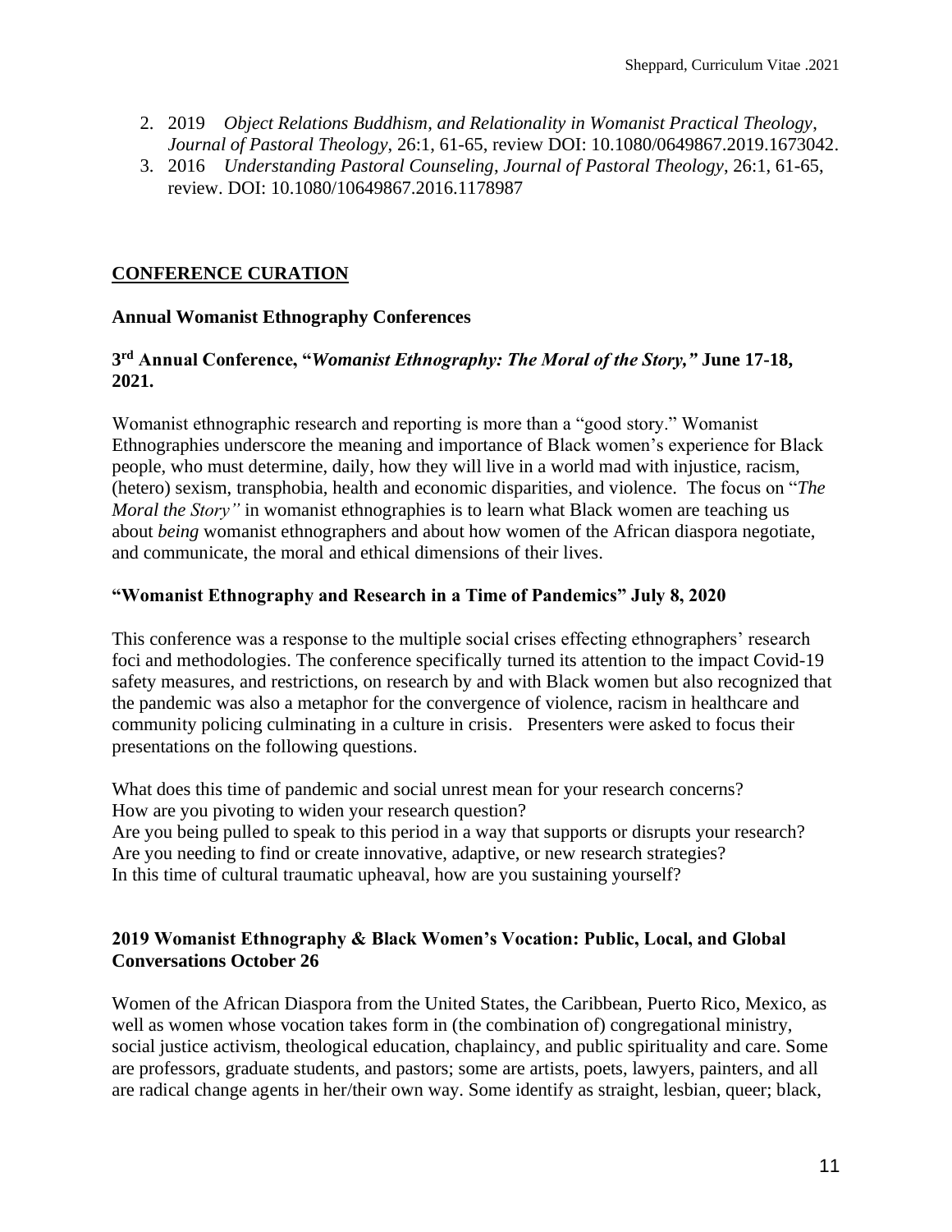2. 2019 *Object Relations Buddhism, and Relationality in Womanist Practical Theology*, *Journal of Pastoral Theology*, 26:1, 61-65, review DOI: 10.1080/0649867.2019.1673042.
3. 2016 *Understanding Pastoral Counseling*, *Journal of Pastoral Theology*, 26:1, 61-65, review. DOI: 10.1080/10649867.2016.1178987

## CONFERENCE CURATION

### Annual Womanist Ethnography Conferences

### 3rd Annual Conference, "*Womanist Ethnography: The Moral of the Story,"* June 17-18, 2021.

Womanist ethnographic research and reporting is more than a "good story." Womanist Ethnographies underscore the meaning and importance of Black women's experience for Black people, who must determine, daily, how they will live in a world mad with injustice, racism, (hetero) sexism, transphobia, health and economic disparities, and violence. The focus on "*The Moral the Story"* in womanist ethnographies is to learn what Black women are teaching us about *being* womanist ethnographers and about how women of the African diaspora negotiate, and communicate, the moral and ethical dimensions of their lives.

### "Womanist Ethnography and Research in a Time of Pandemics" July 8, 2020

This conference was a response to the multiple social crises effecting ethnographers' research foci and methodologies. The conference specifically turned its attention to the impact Covid-19 safety measures, and restrictions, on research by and with Black women but also recognized that the pandemic was also a metaphor for the convergence of violence, racism in healthcare and community policing culminating in a culture in crisis. Presenters were asked to focus their presentations on the following questions.

What does this time of pandemic and social unrest mean for your research concerns?
How are you pivoting to widen your research question?
Are you being pulled to speak to this period in a way that supports or disrupts your research?
Are you needing to find or create innovative, adaptive, or new research strategies?
In this time of cultural traumatic upheaval, how are you sustaining yourself?

### 2019 Womanist Ethnography & Black Women's Vocation: Public, Local, and Global Conversations October 26

Women of the African Diaspora from the United States, the Caribbean, Puerto Rico, Mexico, as well as women whose vocation takes form in (the combination of) congregational ministry, social justice activism, theological education, chaplaincy, and public spirituality and care. Some are professors, graduate students, and pastors; some are artists, poets, lawyers, painters, and all are radical change agents in her/their own way. Some identify as straight, lesbian, queer; black,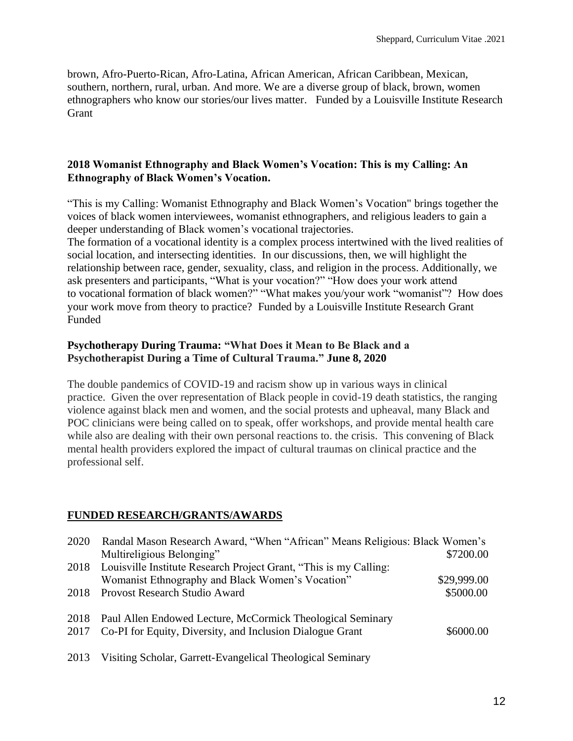brown, Afro-Puerto-Rican, Afro-Latina, African American, African Caribbean, Mexican, southern, northern, rural, urban. And more. We are a diverse group of black, brown, women ethnographers who know our stories/our lives matter. Funded by a Louisville Institute Research Grant

**2018 Womanist Ethnography and Black Women's Vocation: This is my Calling: An Ethnography of Black Women's Vocation.**

"This is my Calling: Womanist Ethnography and Black Women's Vocation" brings together the voices of black women interviewees, womanist ethnographers, and religious leaders to gain a deeper understanding of Black women's vocational trajectories.

The formation of a vocational identity is a complex process intertwined with the lived realities of social location, and intersecting identities. In our discussions, then, we will highlight the relationship between race, gender, sexuality, class, and religion in the process. Additionally, we ask presenters and participants, "What is your vocation?" "How does your work attend to vocational formation of black women?" "What makes you/your work "womanist"? How does your work move from theory to practice? Funded by a Louisville Institute Research Grant Funded

**Psychotherapy During Trauma: "What Does it Mean to Be Black and a Psychotherapist During a Time of Cultural Trauma." June 8, 2020**

The double pandemics of COVID-19 and racism show up in various ways in clinical practice. Given the over representation of Black people in covid-19 death statistics, the ranging violence against black men and women, and the social protests and upheaval, many Black and POC clinicians were being called on to speak, offer workshops, and provide mental health care while also are dealing with their own personal reactions to. the crisis. This convening of Black mental health providers explored the impact of cultural traumas on clinical practice and the professional self.

## FUNDED RESEARCH/GRANTS/AWARDS

| | | |
|---|---|---|
| 2020 | Randal Mason Research Award, "When "African" Means Religious: Black Women's Multireligious Belonging" | $7200.00 |
| 2018 | Louisville Institute Research Project Grant, "This is my Calling: Womanist Ethnography and Black Women's Vocation" | $29,999.00 |
| 2018 | Provost Research Studio Award | $5000.00 |
| 2018 | Paul Allen Endowed Lecture, McCormick Theological Seminary | |
| 2017 | Co-PI for Equity, Diversity, and Inclusion Dialogue Grant | $6000.00 |
| 2013 | Visiting Scholar, Garrett-Evangelical Theological Seminary | |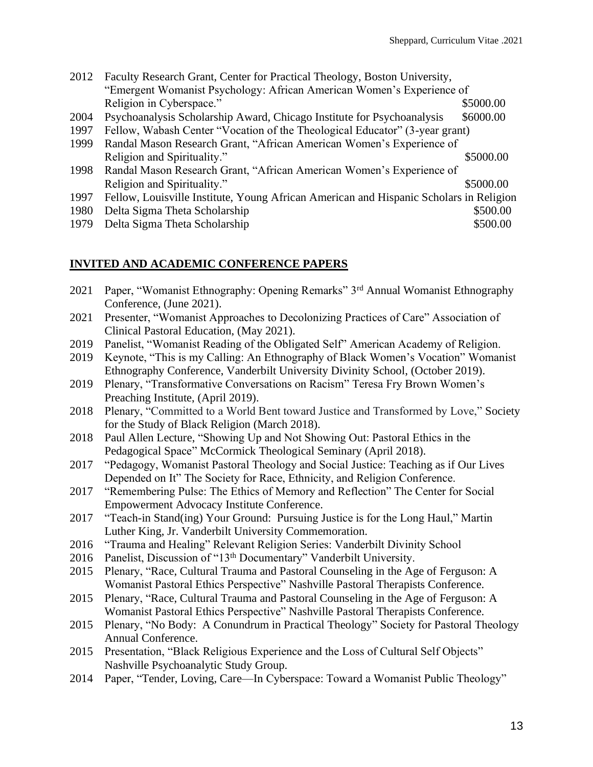2012 Faculty Research Grant, Center for Practical Theology, Boston University, "Emergent Womanist Psychology: African American Women's Experience of Religion in Cyberspace." $5000.00

2004 Psychoanalysis Scholarship Award, Chicago Institute for Psychoanalysis $6000.00

1997 Fellow, Wabash Center "Vocation of the Theological Educator" (3-year grant)

1999 Randal Mason Research Grant, "African American Women's Experience of Religion and Spirituality." $5000.00

1998 Randal Mason Research Grant, "African American Women's Experience of Religion and Spirituality." $5000.00

1997 Fellow, Louisville Institute, Young African American and Hispanic Scholars in Religion

1980 Delta Sigma Theta Scholarship $500.00

1979 Delta Sigma Theta Scholarship $500.00

## INVITED AND ACADEMIC CONFERENCE PAPERS

2021 Paper, "Womanist Ethnography: Opening Remarks" 3rd Annual Womanist Ethnography Conference, (June 2021).

2021 Presenter, "Womanist Approaches to Decolonizing Practices of Care" Association of Clinical Pastoral Education, (May 2021).

2019 Panelist, "Womanist Reading of the Obligated Self" American Academy of Religion.

2019 Keynote, "This is my Calling: An Ethnography of Black Women's Vocation" Womanist Ethnography Conference, Vanderbilt University Divinity School, (October 2019).

2019 Plenary, "Transformative Conversations on Racism" Teresa Fry Brown Women's Preaching Institute, (April 2019).

2018 Plenary, "Committed to a World Bent toward Justice and Transformed by Love," Society for the Study of Black Religion (March 2018).

2018 Paul Allen Lecture, "Showing Up and Not Showing Out: Pastoral Ethics in the Pedagogical Space" McCormick Theological Seminary (April 2018).

2017 "Pedagogy, Womanist Pastoral Theology and Social Justice: Teaching as if Our Lives Depended on It" The Society for Race, Ethnicity, and Religion Conference.

2017 "Remembering Pulse: The Ethics of Memory and Reflection" The Center for Social Empowerment Advocacy Institute Conference.

2017 "Teach-in Stand(ing) Your Ground: Pursuing Justice is for the Long Haul," Martin Luther King, Jr. Vanderbilt University Commemoration.

2016 "Trauma and Healing" Relevant Religion Series: Vanderbilt Divinity School

2016 Panelist, Discussion of "13th Documentary" Vanderbilt University.

2015 Plenary, "Race, Cultural Trauma and Pastoral Counseling in the Age of Ferguson: A Womanist Pastoral Ethics Perspective" Nashville Pastoral Therapists Conference.

2015 Plenary, "Race, Cultural Trauma and Pastoral Counseling in the Age of Ferguson: A Womanist Pastoral Ethics Perspective" Nashville Pastoral Therapists Conference.

2015 Plenary, "No Body: A Conundrum in Practical Theology" Society for Pastoral Theology Annual Conference.

2015 Presentation, "Black Religious Experience and the Loss of Cultural Self Objects" Nashville Psychoanalytic Study Group.

2014 Paper, "Tender, Loving, Care—In Cyberspace: Toward a Womanist Public Theology"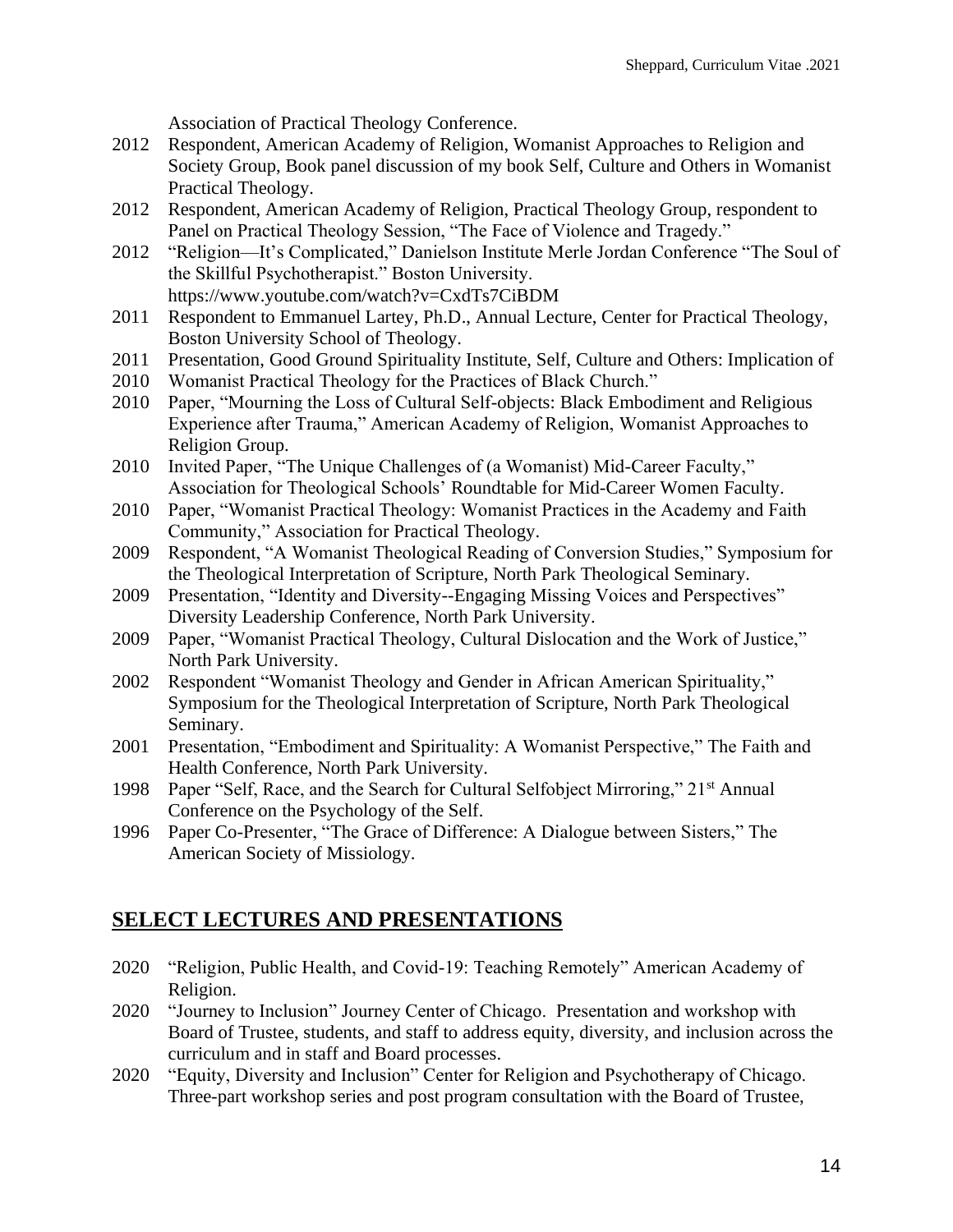Association of Practical Theology Conference.

2012 Respondent, American Academy of Religion, Womanist Approaches to Religion and Society Group, Book panel discussion of my book Self, Culture and Others in Womanist Practical Theology.

2012 Respondent, American Academy of Religion, Practical Theology Group, respondent to Panel on Practical Theology Session, "The Face of Violence and Tragedy."

2012 "Religion—It's Complicated," Danielson Institute Merle Jordan Conference "The Soul of the Skillful Psychotherapist." Boston University. https://www.youtube.com/watch?v=CxdTs7CiBDM

2011 Respondent to Emmanuel Lartey, Ph.D., Annual Lecture, Center for Practical Theology, Boston University School of Theology.

2011 Presentation, Good Ground Spirituality Institute, Self, Culture and Others: Implication of
2010 Womanist Practical Theology for the Practices of Black Church."

2010 Paper, "Mourning the Loss of Cultural Self-objects: Black Embodiment and Religious Experience after Trauma," American Academy of Religion, Womanist Approaches to Religion Group.

2010 Invited Paper, "The Unique Challenges of (a Womanist) Mid-Career Faculty," Association for Theological Schools' Roundtable for Mid-Career Women Faculty.

2010 Paper, "Womanist Practical Theology: Womanist Practices in the Academy and Faith Community," Association for Practical Theology.

2009 Respondent, "A Womanist Theological Reading of Conversion Studies," Symposium for the Theological Interpretation of Scripture, North Park Theological Seminary.

2009 Presentation, "Identity and Diversity--Engaging Missing Voices and Perspectives" Diversity Leadership Conference, North Park University.

2009 Paper, "Womanist Practical Theology, Cultural Dislocation and the Work of Justice," North Park University.

2002 Respondent "Womanist Theology and Gender in African American Spirituality," Symposium for the Theological Interpretation of Scripture, North Park Theological Seminary.

2001 Presentation, "Embodiment and Spirituality: A Womanist Perspective," The Faith and Health Conference, North Park University.

1998 Paper "Self, Race, and the Search for Cultural Selfobject Mirroring," 21st Annual Conference on the Psychology of the Self.

1996 Paper Co-Presenter, "The Grace of Difference: A Dialogue between Sisters," The American Society of Missiology.

## SELECT LECTURES AND PRESENTATIONS

2020 "Religion, Public Health, and Covid-19: Teaching Remotely" American Academy of Religion.

2020 "Journey to Inclusion" Journey Center of Chicago. Presentation and workshop with Board of Trustee, students, and staff to address equity, diversity, and inclusion across the curriculum and in staff and Board processes.

2020 "Equity, Diversity and Inclusion" Center for Religion and Psychotherapy of Chicago. Three-part workshop series and post program consultation with the Board of Trustee,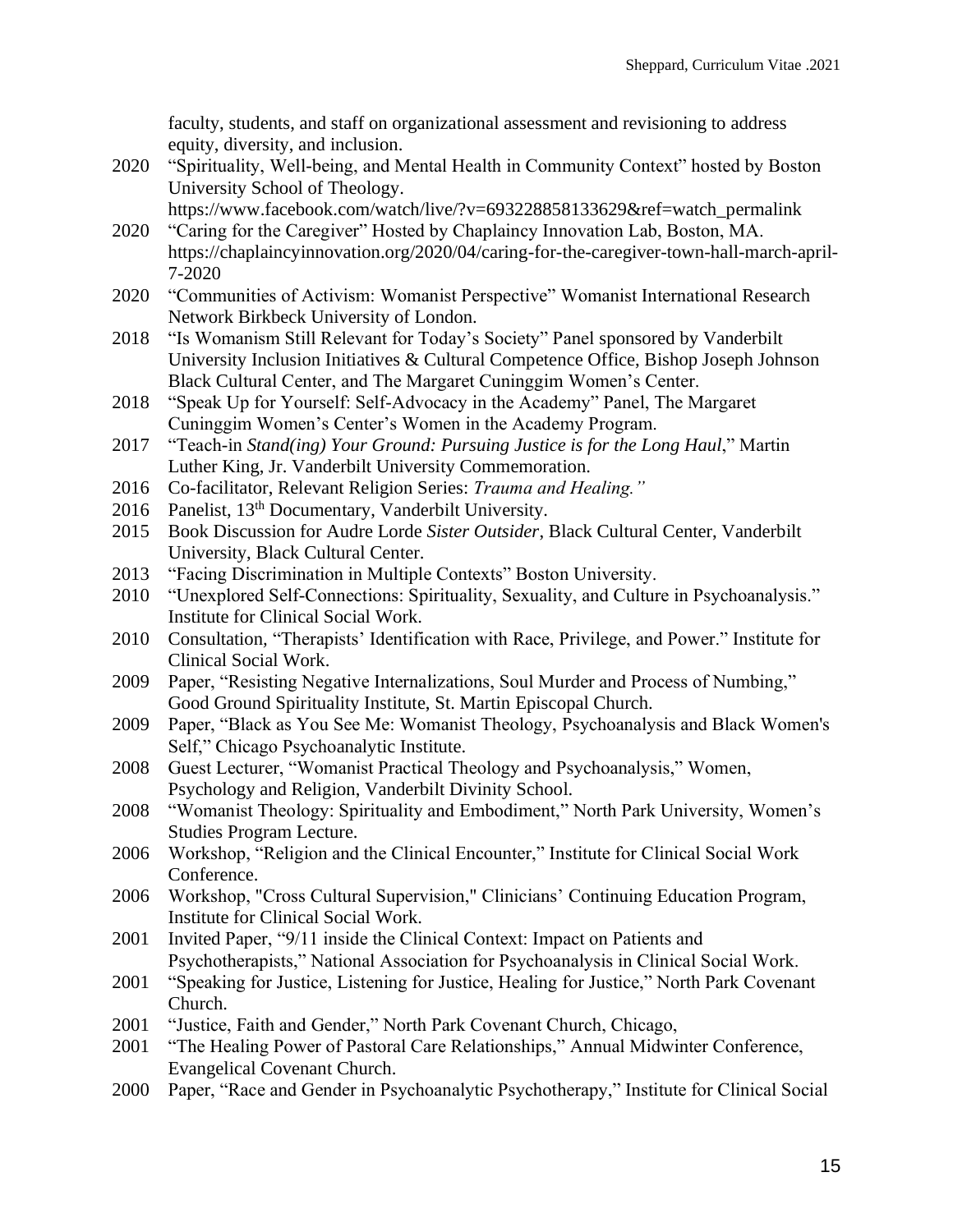faculty, students, and staff on organizational assessment and revisioning to address equity, diversity, and inclusion.

2020 "Spirituality, Well-being, and Mental Health in Community Context" hosted by Boston University School of Theology. https://www.facebook.com/watch/live/?v=693228858133629&ref=watch_permalink

2020 "Caring for the Caregiver" Hosted by Chaplaincy Innovation Lab, Boston, MA. https://chaplaincyinnovation.org/2020/04/caring-for-the-caregiver-town-hall-march-april-7-2020

2020 "Communities of Activism: Womanist Perspective" Womanist International Research Network Birkbeck University of London.

2018 "Is Womanism Still Relevant for Today's Society" Panel sponsored by Vanderbilt University Inclusion Initiatives & Cultural Competence Office, Bishop Joseph Johnson Black Cultural Center, and The Margaret Cuninggim Women's Center.

2018 "Speak Up for Yourself: Self-Advocacy in the Academy" Panel, The Margaret Cuninggim Women's Center's Women in the Academy Program.

2017 "Teach-in *Stand(ing) Your Ground: Pursuing Justice is for the Long Haul*," Martin Luther King, Jr. Vanderbilt University Commemoration.

2016 Co-facilitator, Relevant Religion Series: *Trauma and Healing."*

2016 Panelist, 13th Documentary, Vanderbilt University.

2015 Book Discussion for Audre Lorde *Sister Outsider*, Black Cultural Center, Vanderbilt University, Black Cultural Center.

2013 "Facing Discrimination in Multiple Contexts" Boston University.

2010 "Unexplored Self-Connections: Spirituality, Sexuality, and Culture in Psychoanalysis." Institute for Clinical Social Work.

2010 Consultation, "Therapists' Identification with Race, Privilege, and Power." Institute for Clinical Social Work.

2009 Paper, "Resisting Negative Internalizations, Soul Murder and Process of Numbing," Good Ground Spirituality Institute, St. Martin Episcopal Church.

2009 Paper, "Black as You See Me: Womanist Theology, Psychoanalysis and Black Women's Self," Chicago Psychoanalytic Institute.

2008 Guest Lecturer, "Womanist Practical Theology and Psychoanalysis," Women, Psychology and Religion, Vanderbilt Divinity School.

2008 "Womanist Theology: Spirituality and Embodiment," North Park University, Women's Studies Program Lecture.

2006 Workshop, "Religion and the Clinical Encounter," Institute for Clinical Social Work Conference.

2006 Workshop, "Cross Cultural Supervision," Clinicians' Continuing Education Program, Institute for Clinical Social Work.

2001 Invited Paper, "9/11 inside the Clinical Context: Impact on Patients and Psychotherapists," National Association for Psychoanalysis in Clinical Social Work.

2001 "Speaking for Justice, Listening for Justice, Healing for Justice," North Park Covenant Church.

2001 "Justice, Faith and Gender," North Park Covenant Church, Chicago,

2001 "The Healing Power of Pastoral Care Relationships," Annual Midwinter Conference, Evangelical Covenant Church.

2000 Paper, "Race and Gender in Psychoanalytic Psychotherapy," Institute for Clinical Social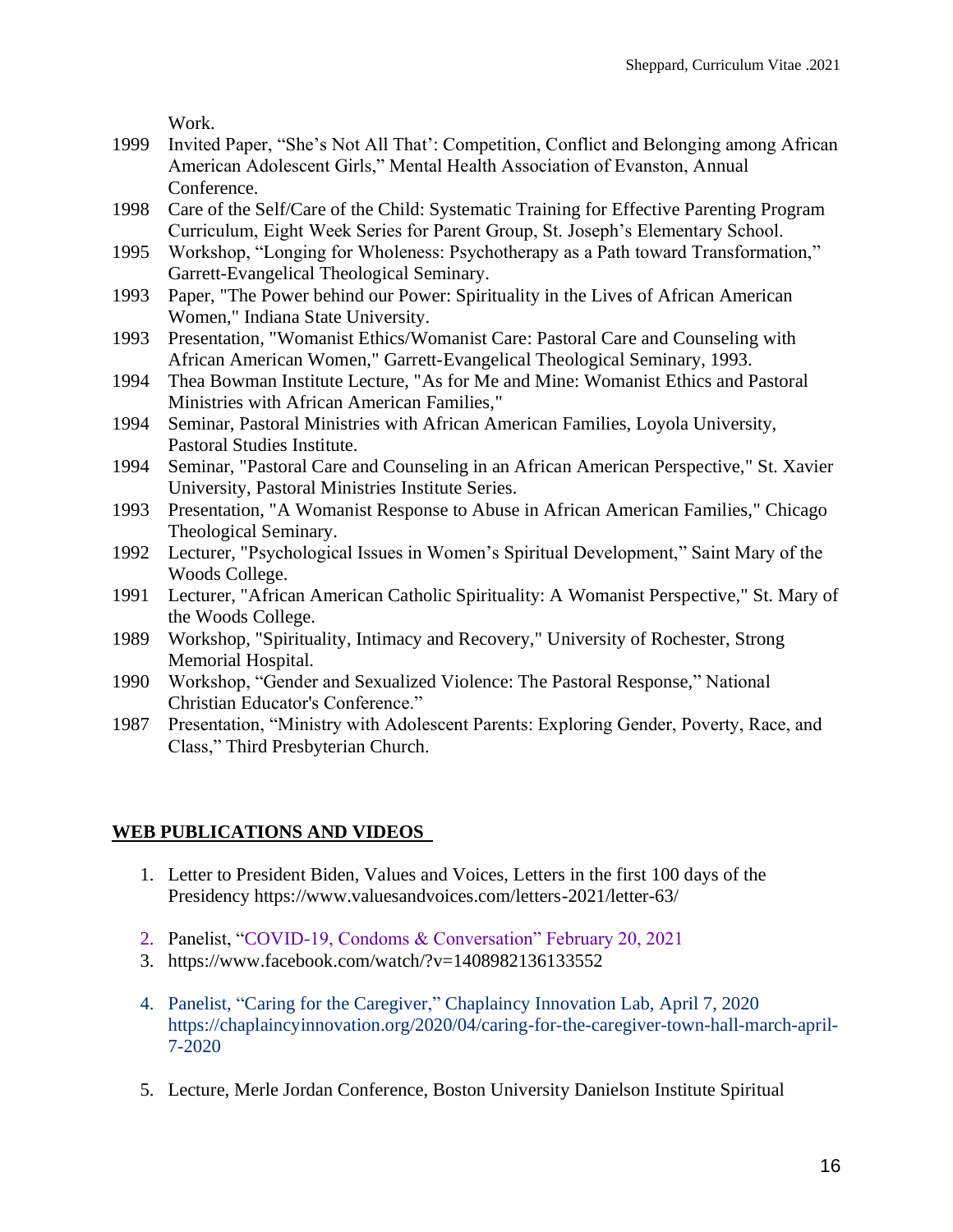Work.

1999 Invited Paper, "She's Not All That': Competition, Conflict and Belonging among African American Adolescent Girls," Mental Health Association of Evanston, Annual Conference.

1998 Care of the Self/Care of the Child: Systematic Training for Effective Parenting Program Curriculum, Eight Week Series for Parent Group, St. Joseph's Elementary School.

1995 Workshop, "Longing for Wholeness: Psychotherapy as a Path toward Transformation," Garrett-Evangelical Theological Seminary.

1993 Paper, "The Power behind our Power: Spirituality in the Lives of African American Women," Indiana State University.

1993 Presentation, "Womanist Ethics/Womanist Care: Pastoral Care and Counseling with African American Women," Garrett-Evangelical Theological Seminary, 1993.

1994 Thea Bowman Institute Lecture, "As for Me and Mine: Womanist Ethics and Pastoral Ministries with African American Families,"

1994 Seminar, Pastoral Ministries with African American Families, Loyola University, Pastoral Studies Institute.

1994 Seminar, "Pastoral Care and Counseling in an African American Perspective," St. Xavier University, Pastoral Ministries Institute Series.

1993 Presentation, "A Womanist Response to Abuse in African American Families," Chicago Theological Seminary.

1992 Lecturer, "Psychological Issues in Women's Spiritual Development," Saint Mary of the Woods College.

1991 Lecturer, "African American Catholic Spirituality: A Womanist Perspective," St. Mary of the Woods College.

1989 Workshop, "Spirituality, Intimacy and Recovery," University of Rochester, Strong Memorial Hospital.

1990 Workshop, "Gender and Sexualized Violence: The Pastoral Response," National Christian Educator's Conference."

1987 Presentation, "Ministry with Adolescent Parents: Exploring Gender, Poverty, Race, and Class," Third Presbyterian Church.

## WEB PUBLICATIONS AND VIDEOS

1. Letter to President Biden, Values and Voices, Letters in the first 100 days of the Presidency https://www.valuesandvoices.com/letters-2021/letter-63/
2. Panelist, "COVID-19, Condoms & Conversation" February 20, 2021
3. https://www.facebook.com/watch/?v=1408982136133552
4. Panelist, "Caring for the Caregiver," Chaplaincy Innovation Lab, April 7, 2020 https://chaplaincyinnovation.org/2020/04/caring-for-the-caregiver-town-hall-march-april-7-2020
5. Lecture, Merle Jordan Conference, Boston University Danielson Institute Spiritual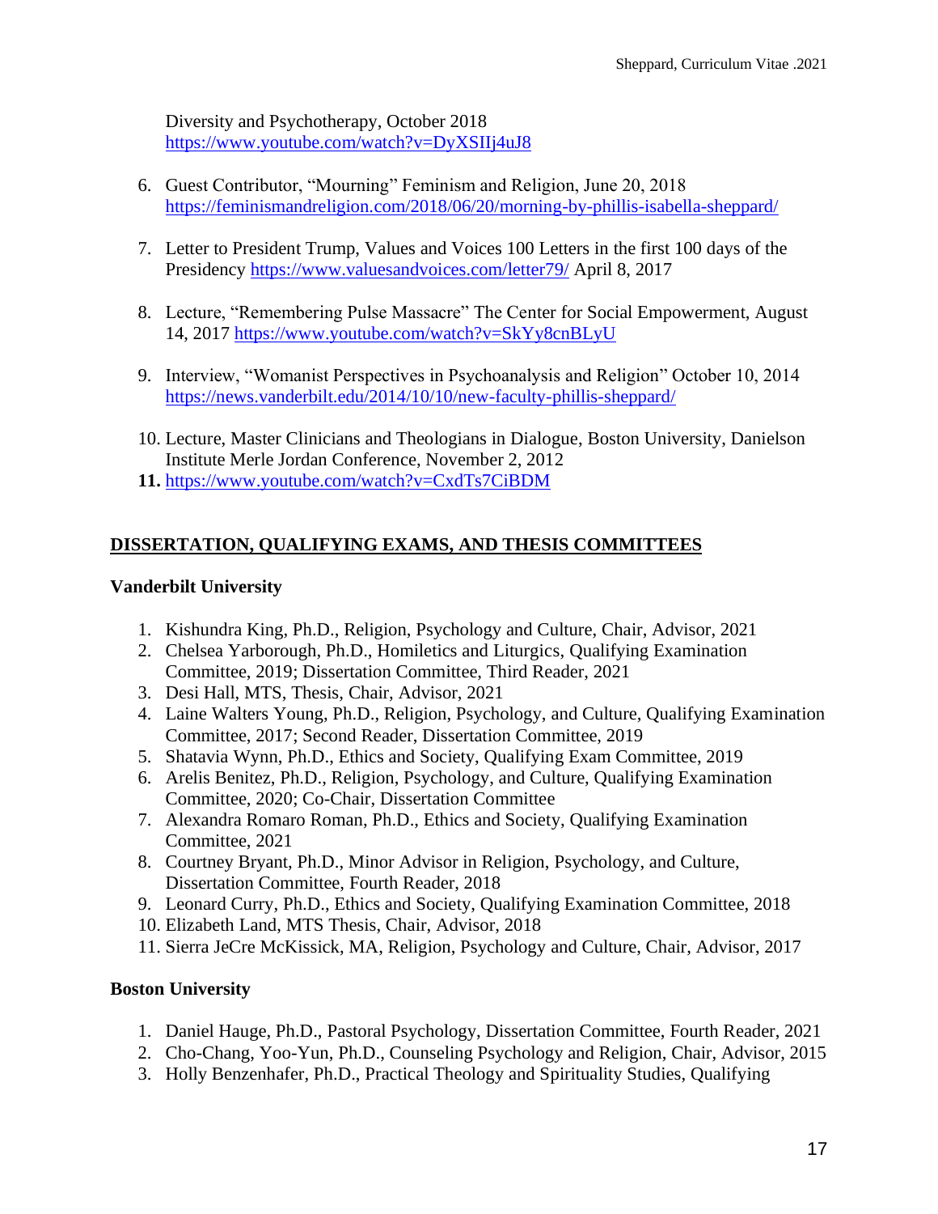Diversity and Psychotherapy, October 2018 https://www.youtube.com/watch?v=DyXSIIj4uJ8

6. Guest Contributor, "Mourning" Feminism and Religion, June 20, 2018 https://feminismandreligion.com/2018/06/20/morning-by-phillis-isabella-sheppard/

7. Letter to President Trump, Values and Voices 100 Letters in the first 100 days of the Presidency https://www.valuesandvoices.com/letter79/ April 8, 2017

8. Lecture, "Remembering Pulse Massacre" The Center for Social Empowerment, August 14, 2017 https://www.youtube.com/watch?v=SkYy8cnBLyU

9. Interview, "Womanist Perspectives in Psychoanalysis and Religion" October 10, 2014 https://news.vanderbilt.edu/2014/10/10/new-faculty-phillis-sheppard/

10. Lecture, Master Clinicians and Theologians in Dialogue, Boston University, Danielson Institute Merle Jordan Conference, November 2, 2012
11. https://www.youtube.com/watch?v=CxdTs7CiBDM

## DISSERTATION, QUALIFYING EXAMS, AND THESIS COMMITTEES

### Vanderbilt University

1. Kishundra King, Ph.D., Religion, Psychology and Culture, Chair, Advisor, 2021
2. Chelsea Yarborough, Ph.D., Homiletics and Liturgics, Qualifying Examination Committee, 2019; Dissertation Committee, Third Reader, 2021
3. Desi Hall, MTS, Thesis, Chair, Advisor, 2021
4. Laine Walters Young, Ph.D., Religion, Psychology, and Culture, Qualifying Examination Committee, 2017; Second Reader, Dissertation Committee, 2019
5. Shatavia Wynn, Ph.D., Ethics and Society, Qualifying Exam Committee, 2019
6. Arelis Benitez, Ph.D., Religion, Psychology, and Culture, Qualifying Examination Committee, 2020; Co-Chair, Dissertation Committee
7. Alexandra Romaro Roman, Ph.D., Ethics and Society, Qualifying Examination Committee, 2021
8. Courtney Bryant, Ph.D., Minor Advisor in Religion, Psychology, and Culture, Dissertation Committee, Fourth Reader, 2018
9. Leonard Curry, Ph.D., Ethics and Society, Qualifying Examination Committee, 2018
10. Elizabeth Land, MTS Thesis, Chair, Advisor, 2018
11. Sierra JeCre McKissick, MA, Religion, Psychology and Culture, Chair, Advisor, 2017

### Boston University

1. Daniel Hauge, Ph.D., Pastoral Psychology, Dissertation Committee, Fourth Reader, 2021
2. Cho-Chang, Yoo-Yun, Ph.D., Counseling Psychology and Religion, Chair, Advisor, 2015
3. Holly Benzenhafer, Ph.D., Practical Theology and Spirituality Studies, Qualifying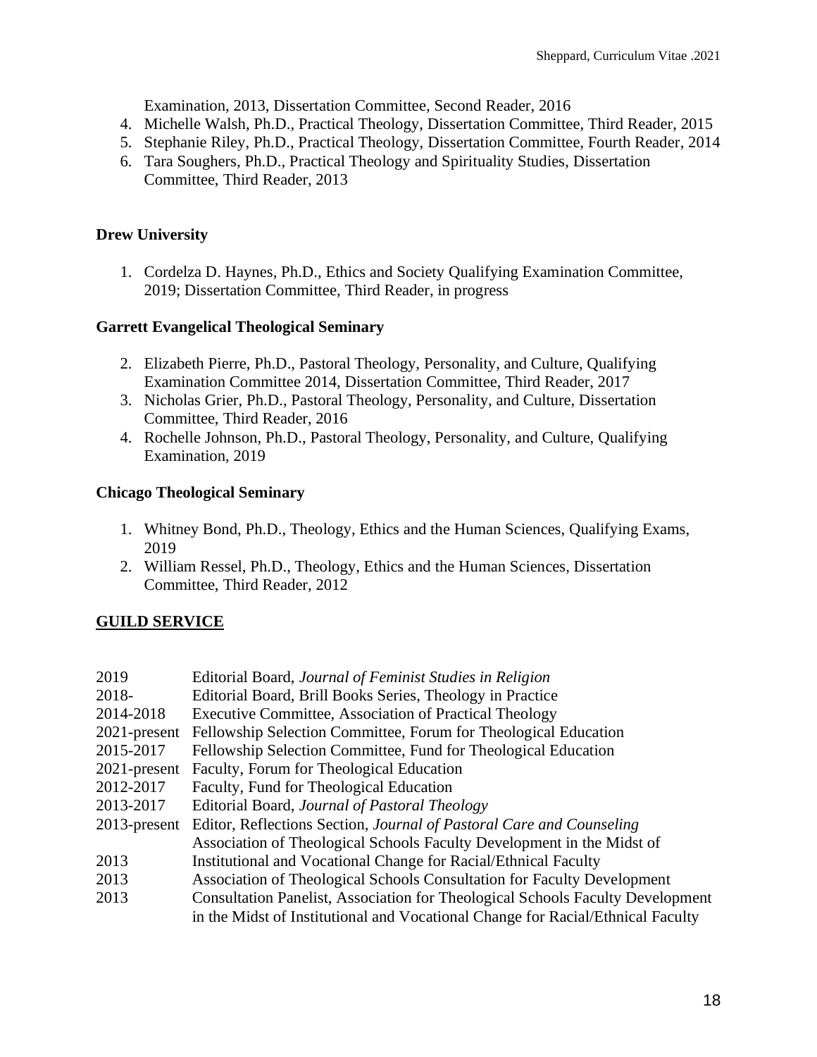Examination, 2013, Dissertation Committee, Second Reader, 2016

4. Michelle Walsh, Ph.D., Practical Theology, Dissertation Committee, Third Reader, 2015
5. Stephanie Riley, Ph.D., Practical Theology, Dissertation Committee, Fourth Reader, 2014
6. Tara Soughers, Ph.D., Practical Theology and Spirituality Studies, Dissertation Committee, Third Reader, 2013

**Drew University**

1. Cordelza D. Haynes, Ph.D., Ethics and Society Qualifying Examination Committee, 2019; Dissertation Committee, Third Reader, in progress

**Garrett Evangelical Theological Seminary**

2. Elizabeth Pierre, Ph.D., Pastoral Theology, Personality, and Culture, Qualifying Examination Committee 2014, Dissertation Committee, Third Reader, 2017
3. Nicholas Grier, Ph.D., Pastoral Theology, Personality, and Culture, Dissertation Committee, Third Reader, 2016
4. Rochelle Johnson, Ph.D., Pastoral Theology, Personality, and Culture, Qualifying Examination, 2019

**Chicago Theological Seminary**

1. Whitney Bond, Ph.D., Theology, Ethics and the Human Sciences, Qualifying Exams, 2019
2. William Ressel, Ph.D., Theology, Ethics and the Human Sciences, Dissertation Committee, Third Reader, 2012

## GUILD SERVICE

2019 Editorial Board, *Journal of Feminist Studies in Religion*
2018- Editorial Board, Brill Books Series, Theology in Practice
2014-2018 Executive Committee, Association of Practical Theology
2021-present Fellowship Selection Committee, Forum for Theological Education
2015-2017 Fellowship Selection Committee, Fund for Theological Education
2021-present Faculty, Forum for Theological Education
2012-2017 Faculty, Fund for Theological Education
2013-2017 Editorial Board, *Journal of Pastoral Theology*
2013-present Editor, Reflections Section, *Journal of Pastoral Care and Counseling*
2013 Association of Theological Schools Faculty Development in the Midst of Institutional and Vocational Change for Racial/Ethnical Faculty
2013 Association of Theological Schools Consultation for Faculty Development
2013 Consultation Panelist, Association for Theological Schools Faculty Development in the Midst of Institutional and Vocational Change for Racial/Ethnical Faculty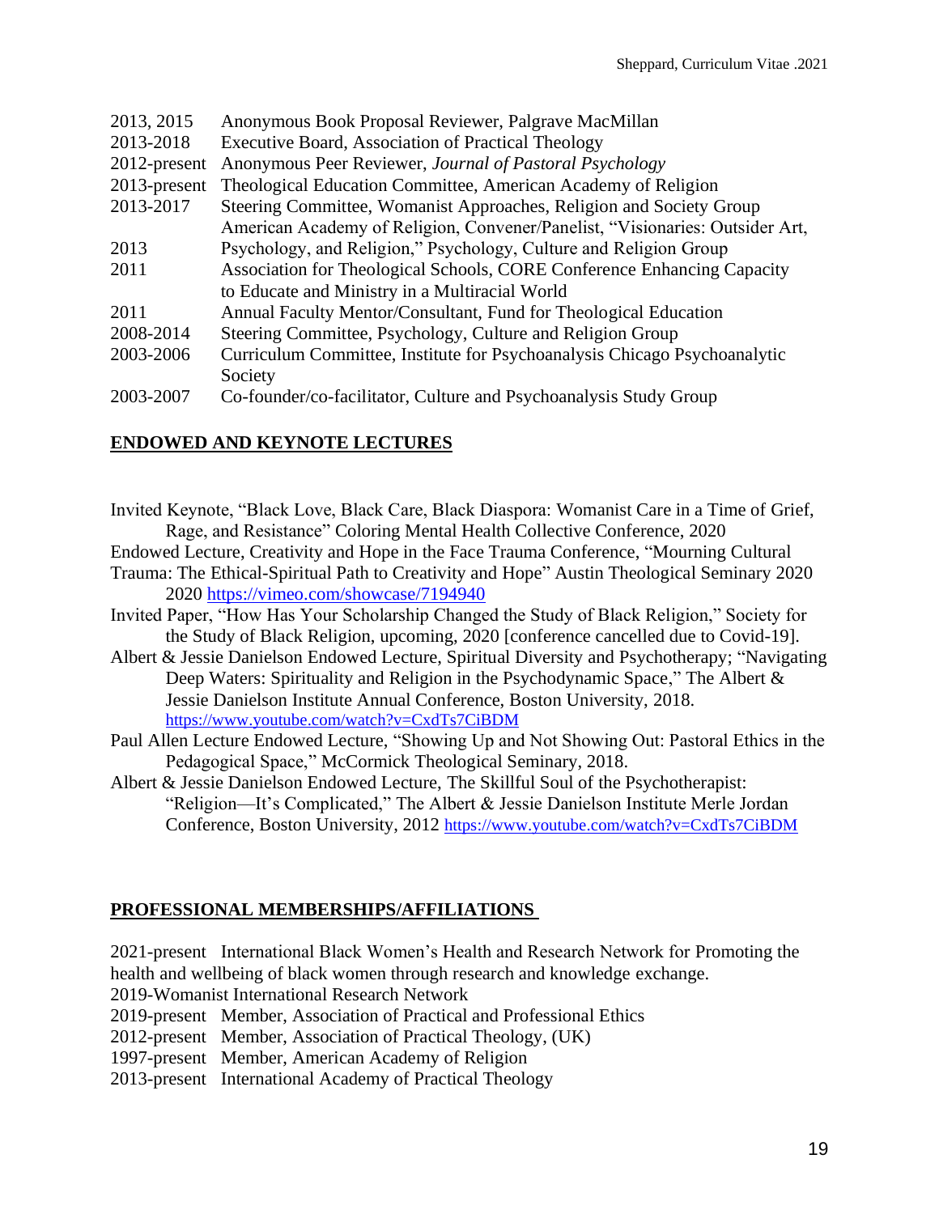2013, 2015 Anonymous Book Proposal Reviewer, Palgrave MacMillan
2013-2018 Executive Board, Association of Practical Theology
2012-present Anonymous Peer Reviewer, *Journal of Pastoral Psychology*
2013-present Theological Education Committee, American Academy of Religion
2013-2017 Steering Committee, Womanist Approaches, Religion and Society Group
American Academy of Religion, Convener/Panelist, "Visionaries: Outsider Art,
2013 Psychology, and Religion," Psychology, Culture and Religion Group
2011 Association for Theological Schools, CORE Conference Enhancing Capacity to Educate and Ministry in a Multiracial World
2011 Annual Faculty Mentor/Consultant, Fund for Theological Education
2008-2014 Steering Committee, Psychology, Culture and Religion Group
2003-2006 Curriculum Committee, Institute for Psychoanalysis Chicago Psychoanalytic Society
2003-2007 Co-founder/co-facilitator, Culture and Psychoanalysis Study Group

## ENDOWED AND KEYNOTE LECTURES

Invited Keynote, "Black Love, Black Care, Black Diaspora: Womanist Care in a Time of Grief, Rage, and Resistance" Coloring Mental Health Collective Conference, 2020

Endowed Lecture, Creativity and Hope in the Face Trauma Conference, "Mourning Cultural Trauma: The Ethical-Spiritual Path to Creativity and Hope" Austin Theological Seminary 2020 2020 https://vimeo.com/showcase/7194940

Invited Paper, "How Has Your Scholarship Changed the Study of Black Religion," Society for the Study of Black Religion, upcoming, 2020 [conference cancelled due to Covid-19].

Albert & Jessie Danielson Endowed Lecture, Spiritual Diversity and Psychotherapy; "Navigating Deep Waters: Spirituality and Religion in the Psychodynamic Space," The Albert & Jessie Danielson Institute Annual Conference, Boston University, 2018. https://www.youtube.com/watch?v=CxdTs7CiBDM

Paul Allen Lecture Endowed Lecture, "Showing Up and Not Showing Out: Pastoral Ethics in the Pedagogical Space," McCormick Theological Seminary, 2018.

Albert & Jessie Danielson Endowed Lecture, The Skillful Soul of the Psychotherapist: "Religion—It's Complicated," The Albert & Jessie Danielson Institute Merle Jordan Conference, Boston University, 2012 https://www.youtube.com/watch?v=CxdTs7CiBDM

## PROFESSIONAL MEMBERSHIPS/AFFILIATIONS

2021-present International Black Women's Health and Research Network for Promoting the health and wellbeing of black women through research and knowledge exchange.
2019-Womanist International Research Network
2019-present Member, Association of Practical and Professional Ethics
2012-present Member, Association of Practical Theology, (UK)
1997-present Member, American Academy of Religion
2013-present International Academy of Practical Theology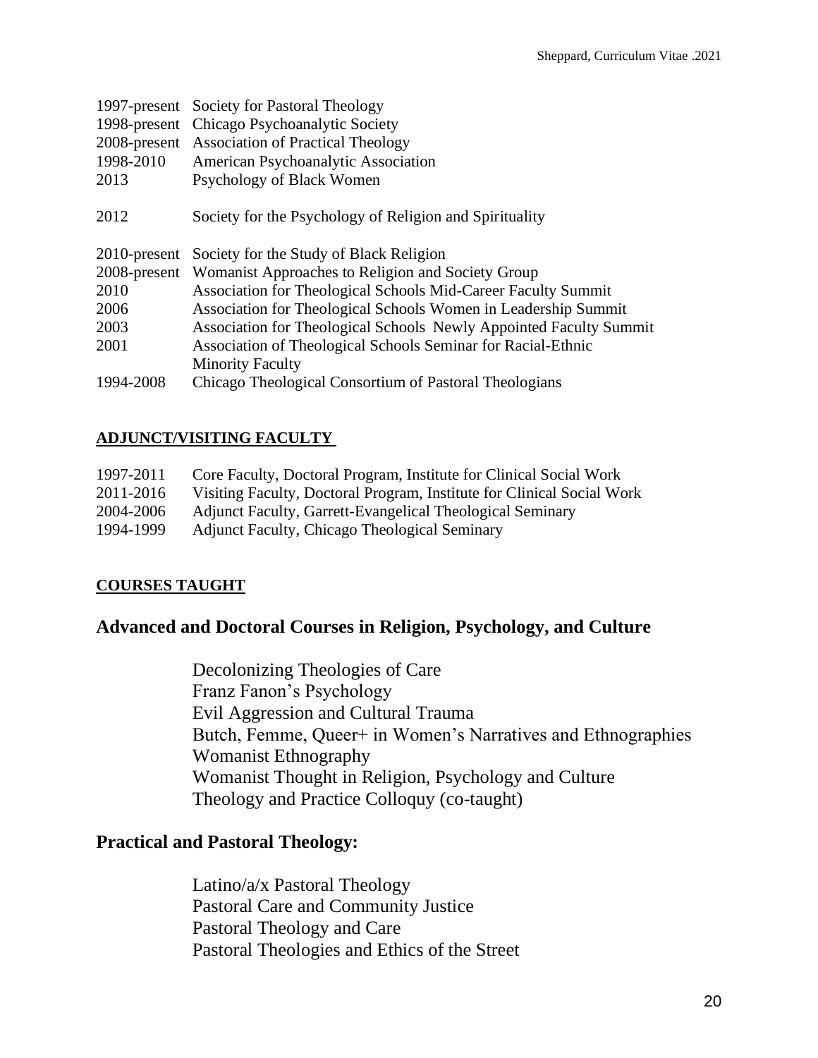1997-present Society for Pastoral Theology
1998-present Chicago Psychoanalytic Society
2008-present Association of Practical Theology
1998-2010 American Psychoanalytic Association
2013 Psychology of Black Women

2012 Society for the Psychology of Religion and Spirituality

2010-present Society for the Study of Black Religion
2008-present Womanist Approaches to Religion and Society Group
2010 Association for Theological Schools Mid-Career Faculty Summit
2006 Association for Theological Schools Women in Leadership Summit
2003 Association for Theological Schools Newly Appointed Faculty Summit
2001 Association of Theological Schools Seminar for Racial-Ethnic Minority Faculty
1994-2008 Chicago Theological Consortium of Pastoral Theologians

**ADJUNCT/VISITING FACULTY**

1997-2011 Core Faculty, Doctoral Program, Institute for Clinical Social Work
2011-2016 Visiting Faculty, Doctoral Program, Institute for Clinical Social Work
2004-2006 Adjunct Faculty, Garrett-Evangelical Theological Seminary
1994-1999 Adjunct Faculty, Chicago Theological Seminary

**COURSES TAUGHT**

## Advanced and Doctoral Courses in Religion, Psychology, and Culture

Decolonizing Theologies of Care
Franz Fanon's Psychology
Evil Aggression and Cultural Trauma
Butch, Femme, Queer+ in Women's Narratives and Ethnographies
Womanist Ethnography
Womanist Thought in Religion, Psychology and Culture
Theology and Practice Colloquy (co-taught)

## Practical and Pastoral Theology:

Latino/a/x Pastoral Theology
Pastoral Care and Community Justice
Pastoral Theology and Care
Pastoral Theologies and Ethics of the Street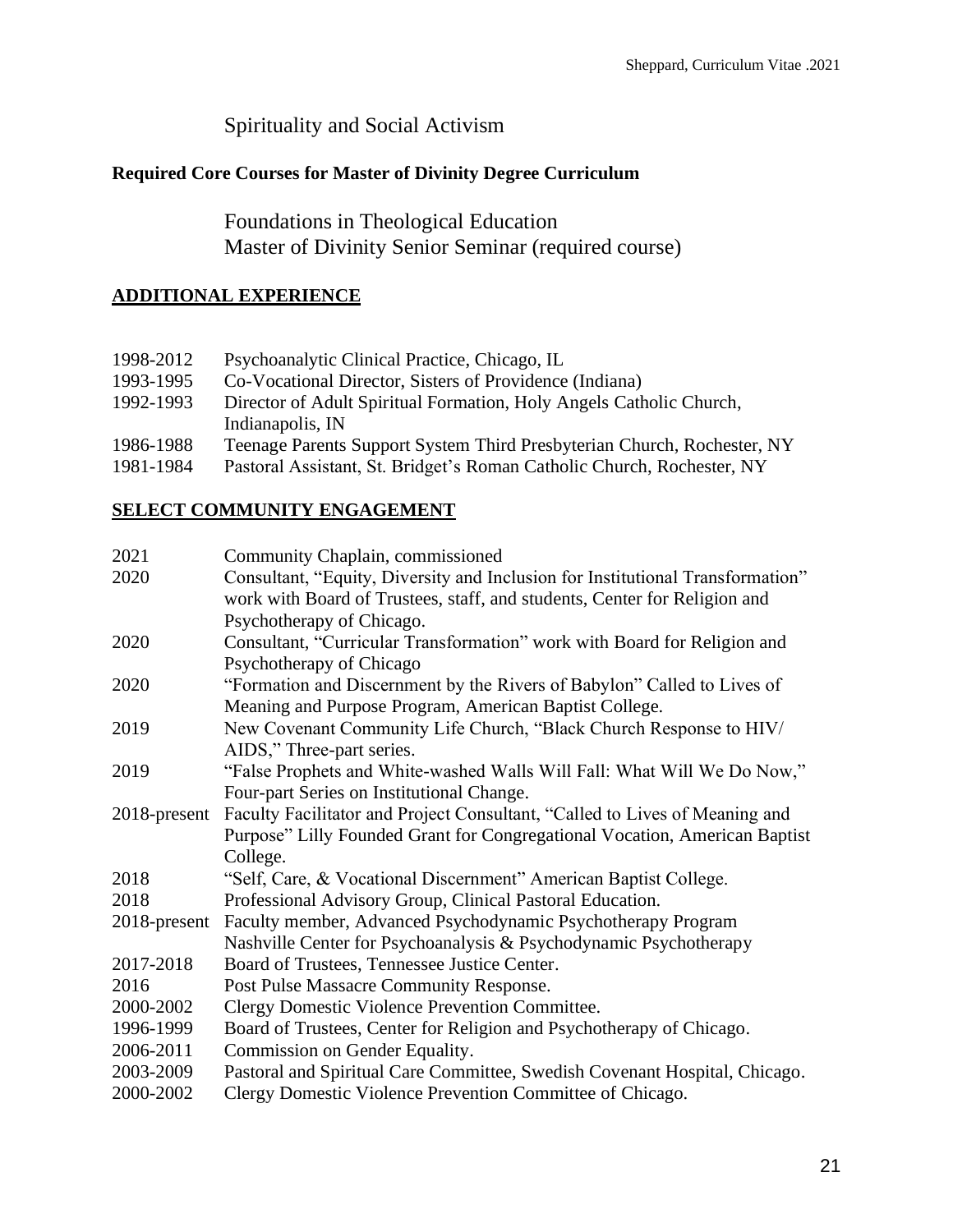Spirituality and Social Activism

**Required Core Courses for Master of Divinity Degree Curriculum**

Foundations in Theological Education
Master of Divinity Senior Seminar (required course)

## ADDITIONAL EXPERIENCE

| | |
|---|---|
| 1998-2012 | Psychoanalytic Clinical Practice, Chicago, IL |
| 1993-1995 | Co-Vocational Director, Sisters of Providence (Indiana) |
| 1992-1993 | Director of Adult Spiritual Formation, Holy Angels Catholic Church, Indianapolis, IN |
| 1986-1988 | Teenage Parents Support System Third Presbyterian Church, Rochester, NY |
| 1981-1984 | Pastoral Assistant, St. Bridget's Roman Catholic Church, Rochester, NY |

## SELECT COMMUNITY ENGAGEMENT

| | |
|---|---|
| 2021 | Community Chaplain, commissioned |
| 2020 | Consultant, "Equity, Diversity and Inclusion for Institutional Transformation" work with Board of Trustees, staff, and students, Center for Religion and Psychotherapy of Chicago. |
| 2020 | Consultant, "Curricular Transformation" work with Board for Religion and Psychotherapy of Chicago |
| 2020 | "Formation and Discernment by the Rivers of Babylon" Called to Lives of Meaning and Purpose Program, American Baptist College. |
| 2019 | New Covenant Community Life Church, "Black Church Response to HIV/ AIDS," Three-part series. |
| 2019 | "False Prophets and White-washed Walls Will Fall: What Will We Do Now," Four-part Series on Institutional Change. |
| 2018-present | Faculty Facilitator and Project Consultant, "Called to Lives of Meaning and Purpose" Lilly Founded Grant for Congregational Vocation, American Baptist College. |
| 2018 | "Self, Care, & Vocational Discernment" American Baptist College. |
| 2018 | Professional Advisory Group, Clinical Pastoral Education. |
| 2018-present | Faculty member, Advanced Psychodynamic Psychotherapy Program Nashville Center for Psychoanalysis & Psychodynamic Psychotherapy |
| 2017-2018 | Board of Trustees, Tennessee Justice Center. |
| 2016 | Post Pulse Massacre Community Response. |
| 2000-2002 | Clergy Domestic Violence Prevention Committee. |
| 1996-1999 | Board of Trustees, Center for Religion and Psychotherapy of Chicago. |
| 2006-2011 | Commission on Gender Equality. |
| 2003-2009 | Pastoral and Spiritual Care Committee, Swedish Covenant Hospital, Chicago. |
| 2000-2002 | Clergy Domestic Violence Prevention Committee of Chicago. |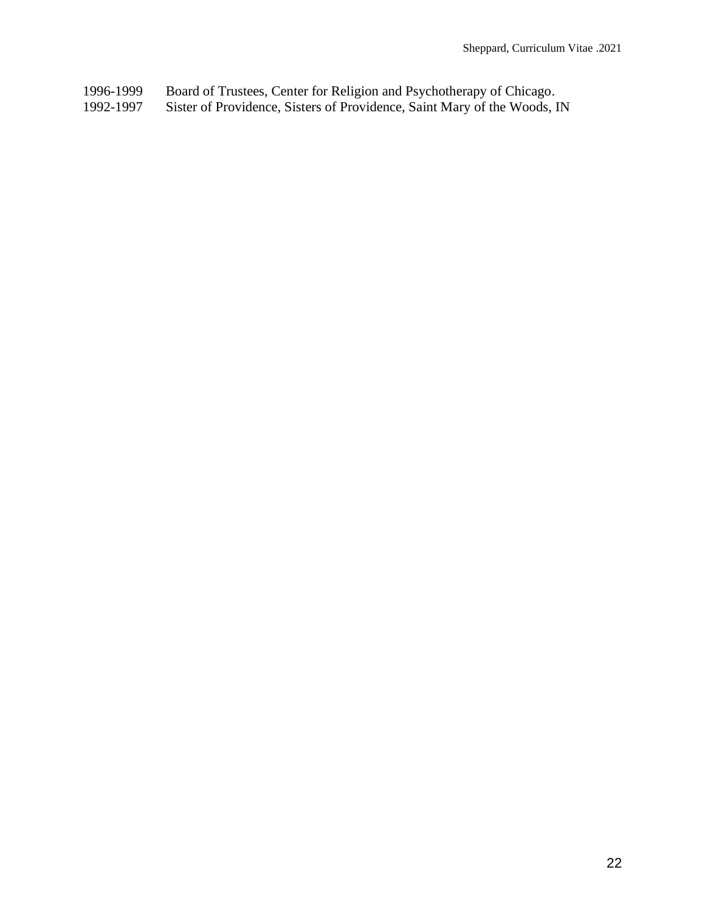1996-1999 Board of Trustees, Center for Religion and Psychotherapy of Chicago.

1992-1997 Sister of Providence, Sisters of Providence, Saint Mary of the Woods, IN